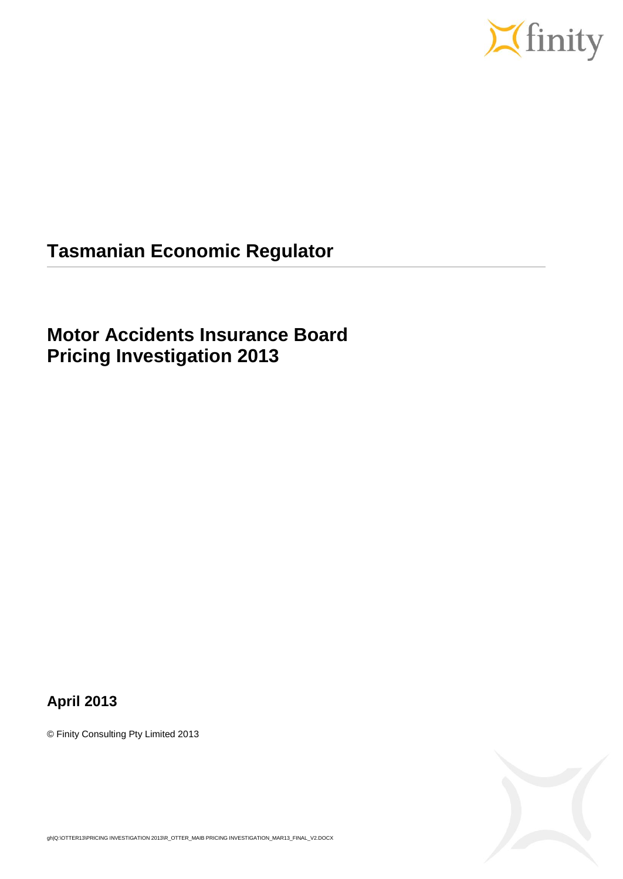# Tasmanian Economic Regulator

## Motor Accidents Insurance Board Pricing Investigation 2013

**April 2013**

© Finity Consulting Pty Limited 2013

gh|Q:\OTTER13\PRICING INVESTIGATION 2013\R_OTTER_MAIB PRICING INVESTIGATION_MAR13_FINAL_V2.DOCX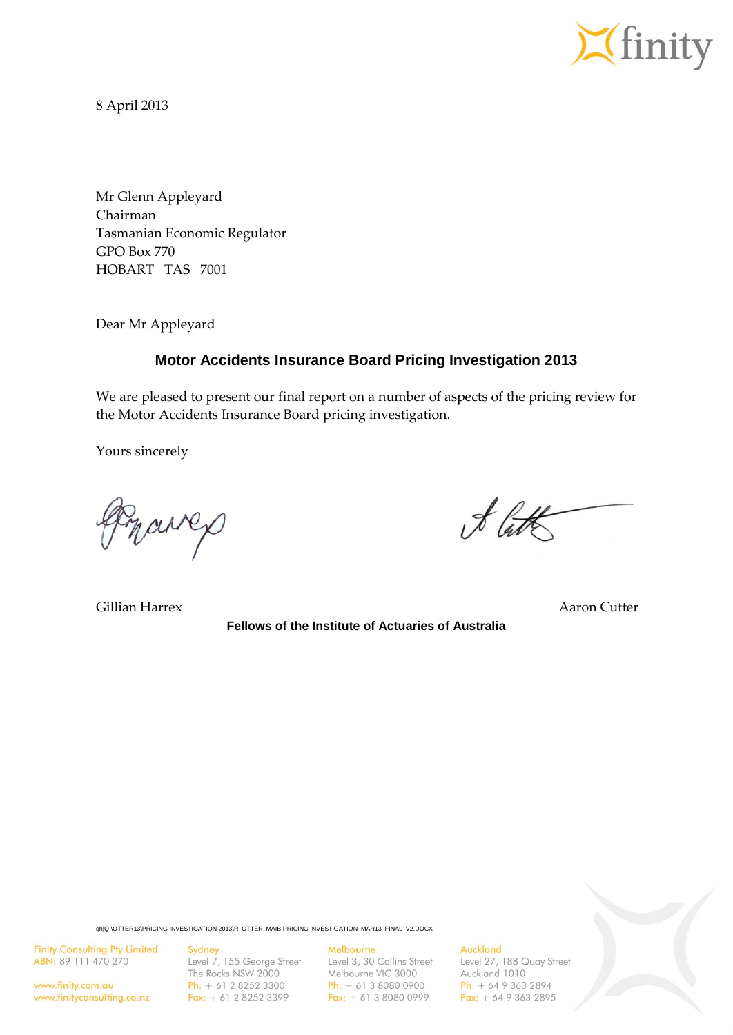8 April 2013

Mr Glenn Appleyard
Chairman
Tasmanian Economic Regulator
GPO Box 770
HOBART TAS 7001

Dear Mr Appleyard

**Motor Accidents Insurance Board Pricing Investigation 2013**

We are pleased to present our final report on a number of aspects of the pricing review for the Motor Accidents Insurance Board pricing investigation.

Yours sincerely

Gillian Harrex

Aaron Cutter

**Fellows of the Institute of Actuaries of Australia**

gh|Q:\OTTER13\PRICING INVESTIGATION 2013\R_OTTER_MAIB PRICING INVESTIGATION_MAR13_FINAL_V2.DOCX

Finity Consulting Pty Limited
ABN: 89 111 470 270

www.finity.com.au
www.finityconsulting.co.nz

Sydney
Level 7, 155 George Street
The Rocks NSW 2000
Ph: + 61 2 8252 3300
Fax: + 61 2 8252 3399

Melbourne
Level 3, 30 Collins Street
Melbourne VIC 3000
Ph: + 61 3 8080 0900
Fax: + 61 3 8080 0999

Auckland
Level 27, 188 Quay Street
Auckland 1010
Ph: + 64 9 363 2894
Fax: + 64 9 363 2895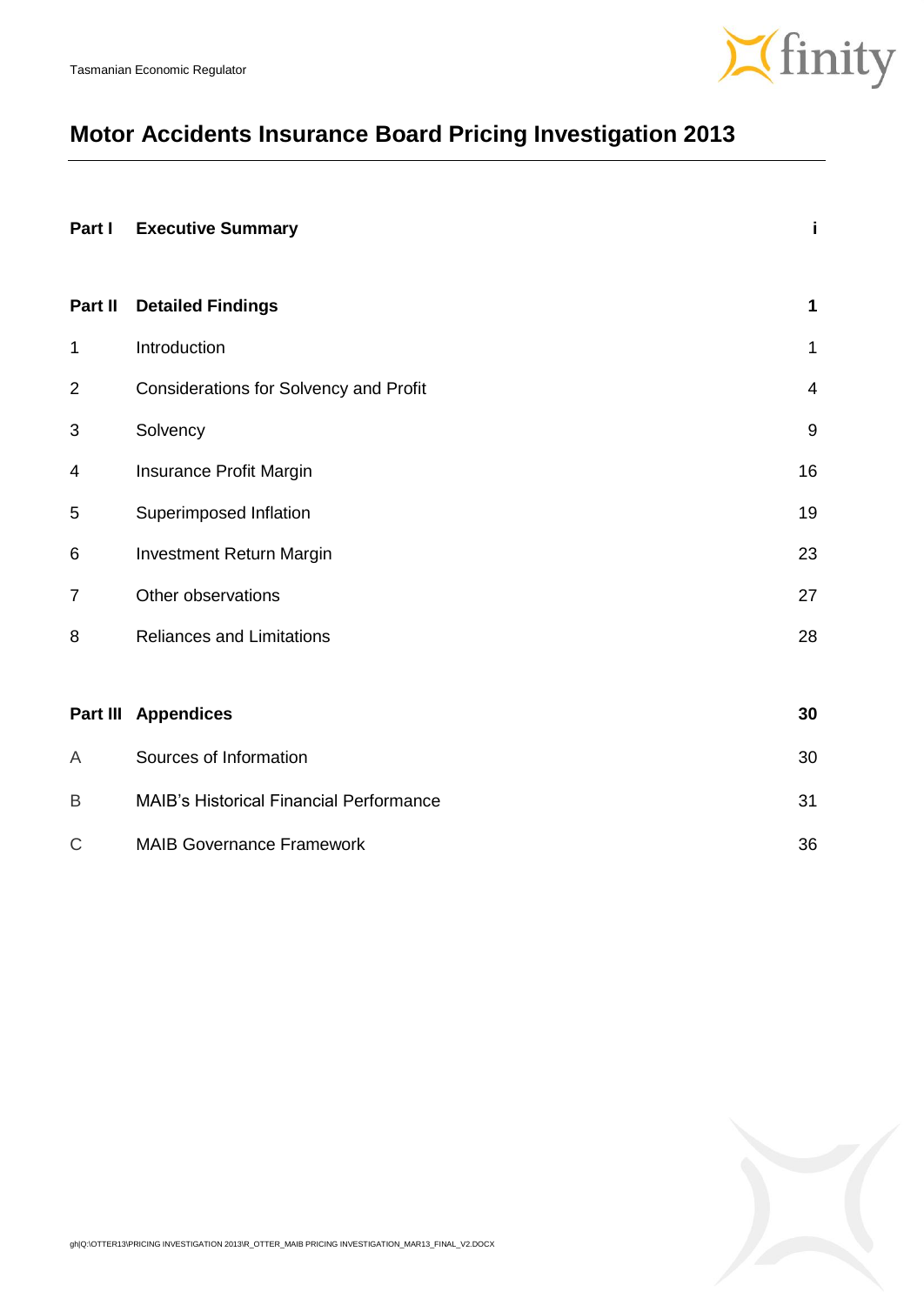# Motor Accidents Insurance Board Pricing Investigation 2013

| | | |
|---|---|---|
| **Part I** | **Executive Summary** | **i** |
| **Part II** | **Detailed Findings** | **1** |
| 1 | Introduction | 1 |
| 2 | Considerations for Solvency and Profit | 4 |
| 3 | Solvency | 9 |
| 4 | Insurance Profit Margin | 16 |
| 5 | Superimposed Inflation | 19 |
| 6 | Investment Return Margin | 23 |
| 7 | Other observations | 27 |
| 8 | Reliances and Limitations | 28 |
| **Part III** | **Appendices** | **30** |
| A | Sources of Information | 30 |
| B | MAIB's Historical Financial Performance | 31 |
| C | MAIB Governance Framework | 36 |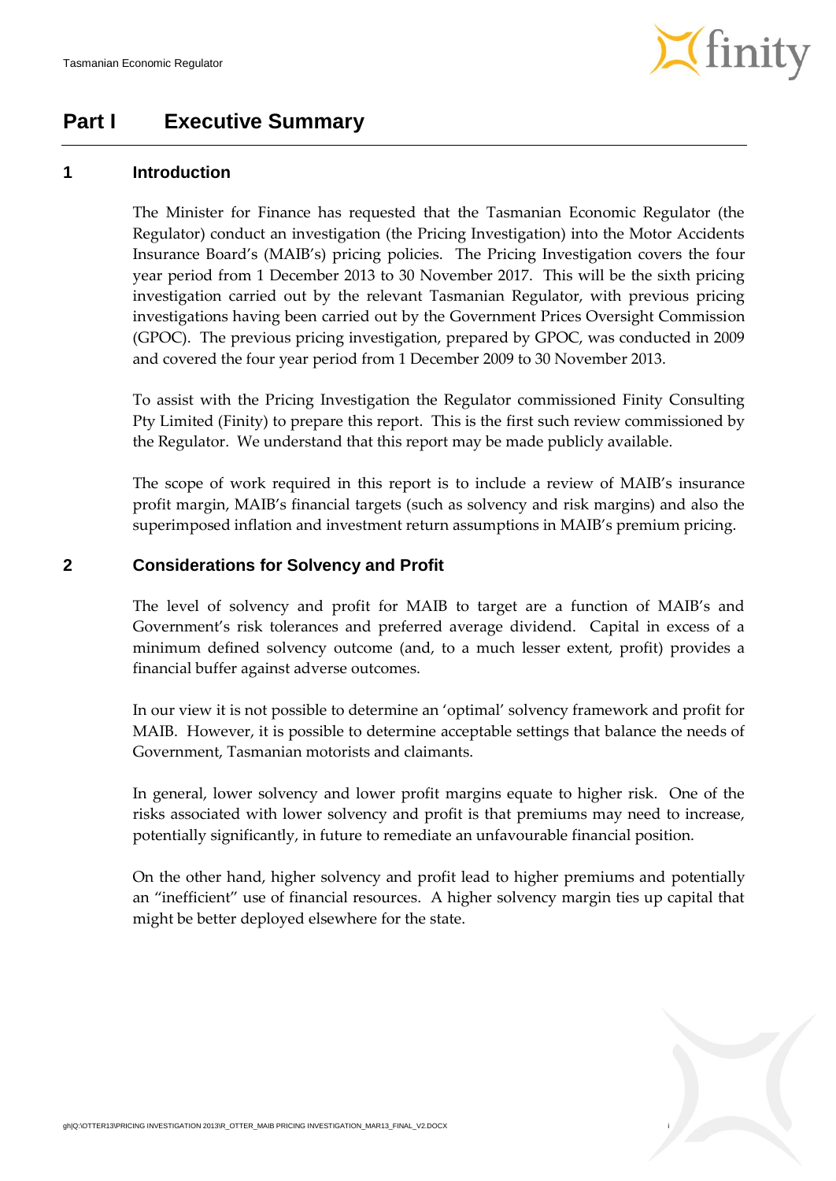# Part I Executive Summary

## 1 Introduction

The Minister for Finance has requested that the Tasmanian Economic Regulator (the Regulator) conduct an investigation (the Pricing Investigation) into the Motor Accidents Insurance Board's (MAIB's) pricing policies. The Pricing Investigation covers the four year period from 1 December 2013 to 30 November 2017. This will be the sixth pricing investigation carried out by the relevant Tasmanian Regulator, with previous pricing investigations having been carried out by the Government Prices Oversight Commission (GPOC). The previous pricing investigation, prepared by GPOC, was conducted in 2009 and covered the four year period from 1 December 2009 to 30 November 2013.

To assist with the Pricing Investigation the Regulator commissioned Finity Consulting Pty Limited (Finity) to prepare this report. This is the first such review commissioned by the Regulator. We understand that this report may be made publicly available.

The scope of work required in this report is to include a review of MAIB's insurance profit margin, MAIB's financial targets (such as solvency and risk margins) and also the superimposed inflation and investment return assumptions in MAIB's premium pricing.

## 2 Considerations for Solvency and Profit

The level of solvency and profit for MAIB to target are a function of MAIB's and Government's risk tolerances and preferred average dividend. Capital in excess of a minimum defined solvency outcome (and, to a much lesser extent, profit) provides a financial buffer against adverse outcomes.

In our view it is not possible to determine an 'optimal' solvency framework and profit for MAIB. However, it is possible to determine acceptable settings that balance the needs of Government, Tasmanian motorists and claimants.

In general, lower solvency and lower profit margins equate to higher risk. One of the risks associated with lower solvency and profit is that premiums may need to increase, potentially significantly, in future to remediate an unfavourable financial position.

On the other hand, higher solvency and profit lead to higher premiums and potentially an "inefficient" use of financial resources. A higher solvency margin ties up capital that might be better deployed elsewhere for the state.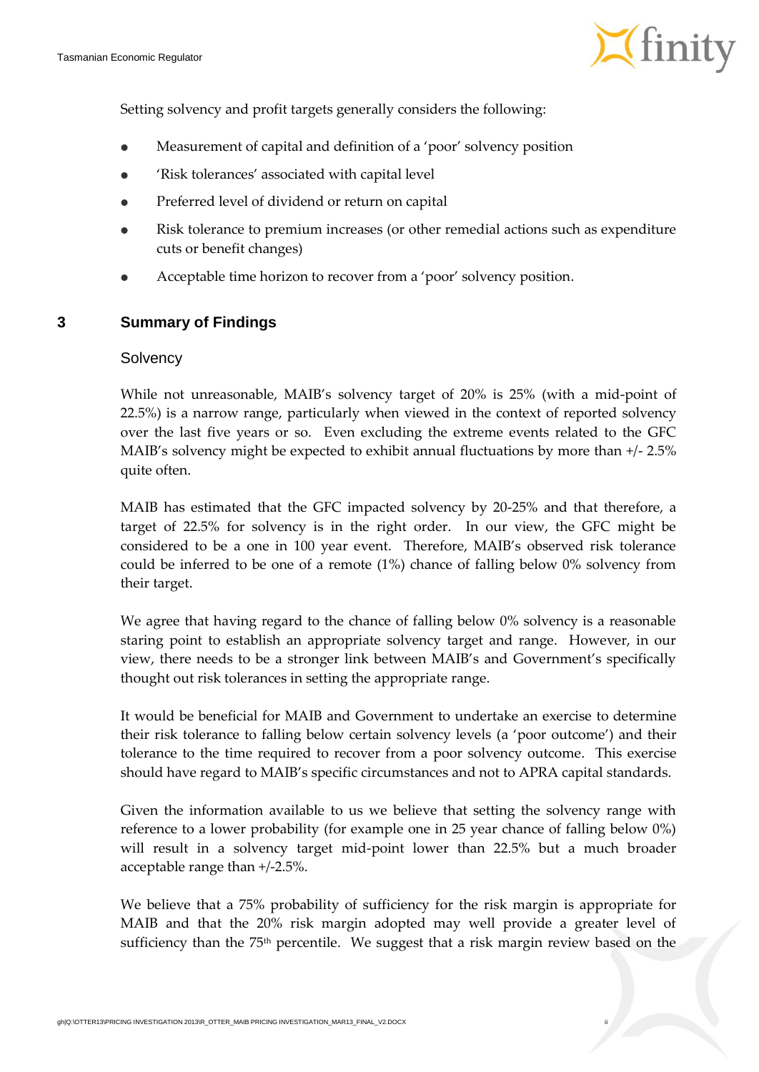Setting solvency and profit targets generally considers the following:

- Measurement of capital and definition of a 'poor' solvency position
- 'Risk tolerances' associated with capital level
- Preferred level of dividend or return on capital
- Risk tolerance to premium increases (or other remedial actions such as expenditure cuts or benefit changes)
- Acceptable time horizon to recover from a 'poor' solvency position.

## 3 Summary of Findings

### Solvency

While not unreasonable, MAIB's solvency target of 20% is 25% (with a mid-point of 22.5%) is a narrow range, particularly when viewed in the context of reported solvency over the last five years or so. Even excluding the extreme events related to the GFC MAIB's solvency might be expected to exhibit annual fluctuations by more than +/- 2.5% quite often.

MAIB has estimated that the GFC impacted solvency by 20-25% and that therefore, a target of 22.5% for solvency is in the right order. In our view, the GFC might be considered to be a one in 100 year event. Therefore, MAIB's observed risk tolerance could be inferred to be one of a remote (1%) chance of falling below 0% solvency from their target.

We agree that having regard to the chance of falling below 0% solvency is a reasonable staring point to establish an appropriate solvency target and range. However, in our view, there needs to be a stronger link between MAIB's and Government's specifically thought out risk tolerances in setting the appropriate range.

It would be beneficial for MAIB and Government to undertake an exercise to determine their risk tolerance to falling below certain solvency levels (a 'poor outcome') and their tolerance to the time required to recover from a poor solvency outcome. This exercise should have regard to MAIB's specific circumstances and not to APRA capital standards.

Given the information available to us we believe that setting the solvency range with reference to a lower probability (for example one in 25 year chance of falling below 0%) will result in a solvency target mid-point lower than 22.5% but a much broader acceptable range than +/-2.5%.

We believe that a 75% probability of sufficiency for the risk margin is appropriate for MAIB and that the 20% risk margin adopted may well provide a greater level of sufficiency than the 75th percentile. We suggest that a risk margin review based on the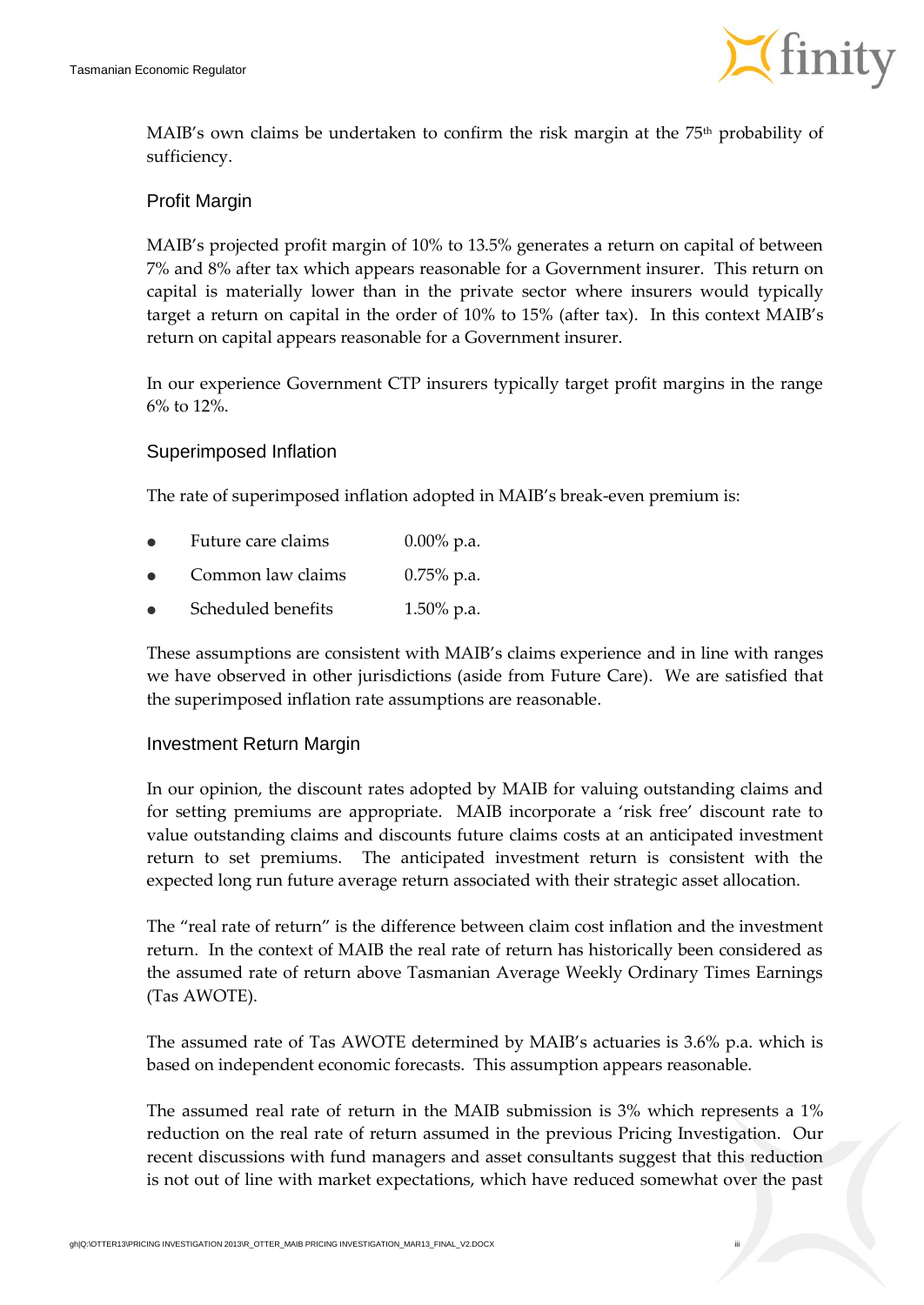MAIB's own claims be undertaken to confirm the risk margin at the 75th probability of sufficiency.

### Profit Margin

MAIB's projected profit margin of 10% to 13.5% generates a return on capital of between 7% and 8% after tax which appears reasonable for a Government insurer. This return on capital is materially lower than in the private sector where insurers would typically target a return on capital in the order of 10% to 15% (after tax). In this context MAIB's return on capital appears reasonable for a Government insurer.

In our experience Government CTP insurers typically target profit margins in the range 6% to 12%.

### Superimposed Inflation

The rate of superimposed inflation adopted in MAIB's break-even premium is:

- Future care claims 0.00% p.a.
- Common law claims 0.75% p.a.
- Scheduled benefits 1.50% p.a.

These assumptions are consistent with MAIB's claims experience and in line with ranges we have observed in other jurisdictions (aside from Future Care). We are satisfied that the superimposed inflation rate assumptions are reasonable.

### Investment Return Margin

In our opinion, the discount rates adopted by MAIB for valuing outstanding claims and for setting premiums are appropriate. MAIB incorporate a 'risk free' discount rate to value outstanding claims and discounts future claims costs at an anticipated investment return to set premiums. The anticipated investment return is consistent with the expected long run future average return associated with their strategic asset allocation.

The "real rate of return" is the difference between claim cost inflation and the investment return. In the context of MAIB the real rate of return has historically been considered as the assumed rate of return above Tasmanian Average Weekly Ordinary Times Earnings (Tas AWOTE).

The assumed rate of Tas AWOTE determined by MAIB's actuaries is 3.6% p.a. which is based on independent economic forecasts. This assumption appears reasonable.

The assumed real rate of return in the MAIB submission is 3% which represents a 1% reduction on the real rate of return assumed in the previous Pricing Investigation. Our recent discussions with fund managers and asset consultants suggest that this reduction is not out of line with market expectations, which have reduced somewhat over the past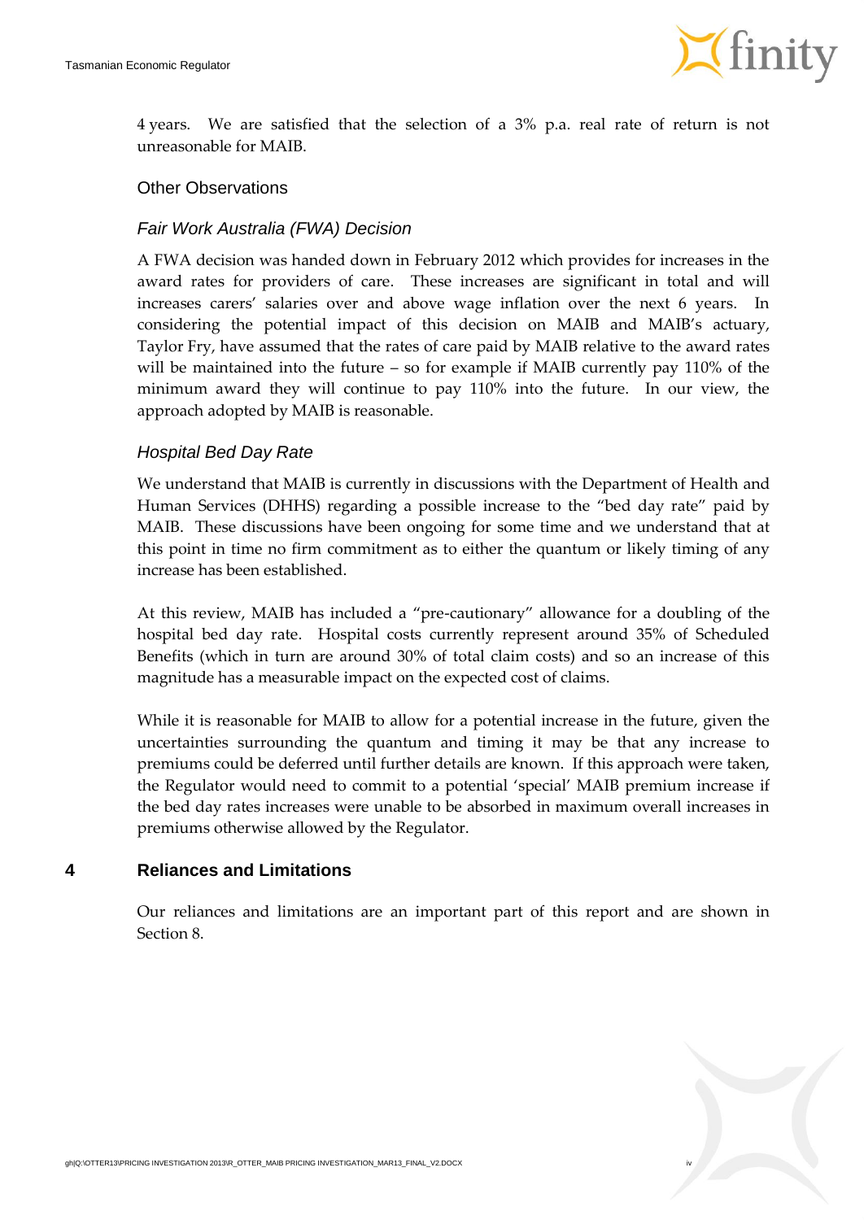4 years. We are satisfied that the selection of a 3% p.a. real rate of return is not unreasonable for MAIB.

### Other Observations

#### *Fair Work Australia (FWA) Decision*

A FWA decision was handed down in February 2012 which provides for increases in the award rates for providers of care. These increases are significant in total and will increases carers' salaries over and above wage inflation over the next 6 years. In considering the potential impact of this decision on MAIB and MAIB's actuary, Taylor Fry, have assumed that the rates of care paid by MAIB relative to the award rates will be maintained into the future – so for example if MAIB currently pay 110% of the minimum award they will continue to pay 110% into the future. In our view, the approach adopted by MAIB is reasonable.

#### *Hospital Bed Day Rate*

We understand that MAIB is currently in discussions with the Department of Health and Human Services (DHHS) regarding a possible increase to the "bed day rate" paid by MAIB. These discussions have been ongoing for some time and we understand that at this point in time no firm commitment as to either the quantum or likely timing of any increase has been established.

At this review, MAIB has included a "pre-cautionary" allowance for a doubling of the hospital bed day rate. Hospital costs currently represent around 35% of Scheduled Benefits (which in turn are around 30% of total claim costs) and so an increase of this magnitude has a measurable impact on the expected cost of claims.

While it is reasonable for MAIB to allow for a potential increase in the future, given the uncertainties surrounding the quantum and timing it may be that any increase to premiums could be deferred until further details are known. If this approach were taken, the Regulator would need to commit to a potential 'special' MAIB premium increase if the bed day rates increases were unable to be absorbed in maximum overall increases in premiums otherwise allowed by the Regulator.

## 4 Reliances and Limitations

Our reliances and limitations are an important part of this report and are shown in Section 8.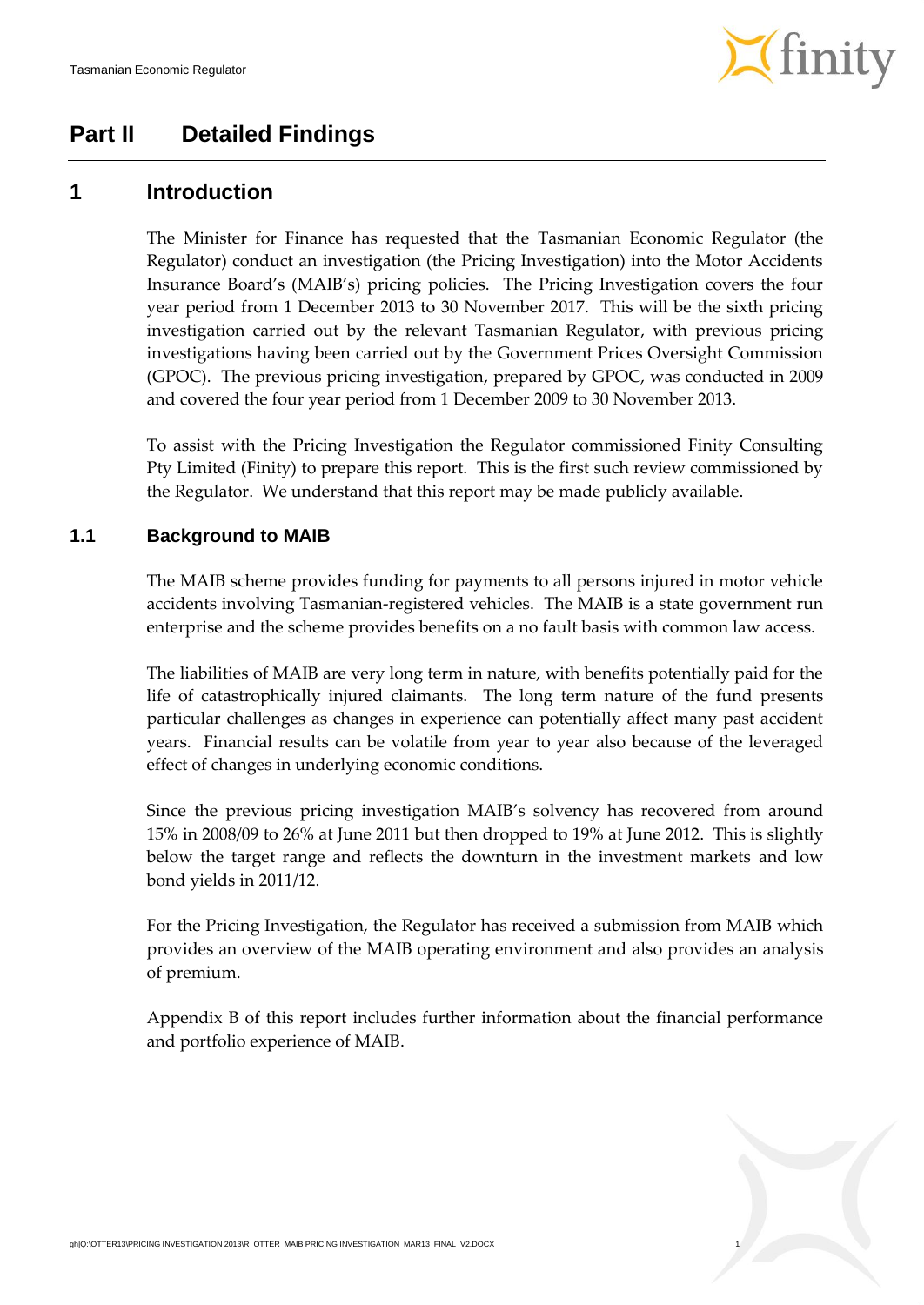# Part II Detailed Findings

## 1 Introduction

The Minister for Finance has requested that the Tasmanian Economic Regulator (the Regulator) conduct an investigation (the Pricing Investigation) into the Motor Accidents Insurance Board's (MAIB's) pricing policies. The Pricing Investigation covers the four year period from 1 December 2013 to 30 November 2017. This will be the sixth pricing investigation carried out by the relevant Tasmanian Regulator, with previous pricing investigations having been carried out by the Government Prices Oversight Commission (GPOC). The previous pricing investigation, prepared by GPOC, was conducted in 2009 and covered the four year period from 1 December 2009 to 30 November 2013.

To assist with the Pricing Investigation the Regulator commissioned Finity Consulting Pty Limited (Finity) to prepare this report. This is the first such review commissioned by the Regulator. We understand that this report may be made publicly available.

### 1.1 Background to MAIB

The MAIB scheme provides funding for payments to all persons injured in motor vehicle accidents involving Tasmanian-registered vehicles. The MAIB is a state government run enterprise and the scheme provides benefits on a no fault basis with common law access.

The liabilities of MAIB are very long term in nature, with benefits potentially paid for the life of catastrophically injured claimants. The long term nature of the fund presents particular challenges as changes in experience can potentially affect many past accident years. Financial results can be volatile from year to year also because of the leveraged effect of changes in underlying economic conditions.

Since the previous pricing investigation MAIB's solvency has recovered from around 15% in 2008/09 to 26% at June 2011 but then dropped to 19% at June 2012. This is slightly below the target range and reflects the downturn in the investment markets and low bond yields in 2011/12.

For the Pricing Investigation, the Regulator has received a submission from MAIB which provides an overview of the MAIB operating environment and also provides an analysis of premium.

Appendix B of this report includes further information about the financial performance and portfolio experience of MAIB.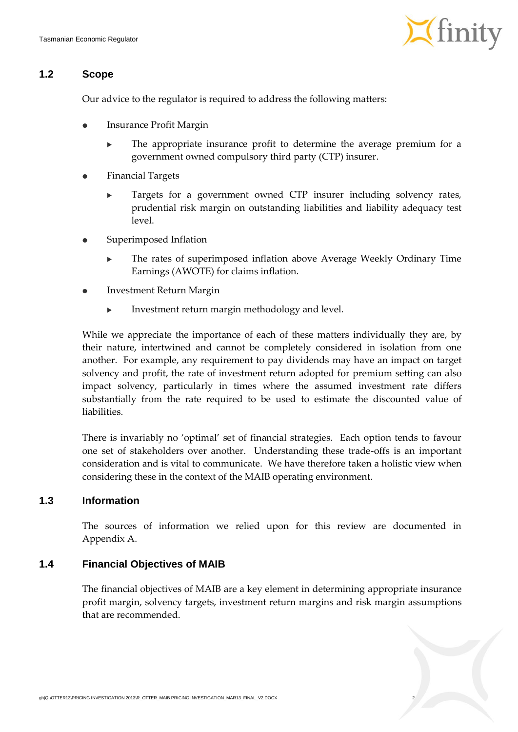## 1.2 Scope

Our advice to the regulator is required to address the following matters:

- Insurance Profit Margin
  - The appropriate insurance profit to determine the average premium for a government owned compulsory third party (CTP) insurer.
- Financial Targets
  - Targets for a government owned CTP insurer including solvency rates, prudential risk margin on outstanding liabilities and liability adequacy test level.
- Superimposed Inflation
  - The rates of superimposed inflation above Average Weekly Ordinary Time Earnings (AWOTE) for claims inflation.
- Investment Return Margin
  - Investment return margin methodology and level.

While we appreciate the importance of each of these matters individually they are, by their nature, intertwined and cannot be completely considered in isolation from one another. For example, any requirement to pay dividends may have an impact on target solvency and profit, the rate of investment return adopted for premium setting can also impact solvency, particularly in times where the assumed investment rate differs substantially from the rate required to be used to estimate the discounted value of liabilities.

There is invariably no 'optimal' set of financial strategies. Each option tends to favour one set of stakeholders over another. Understanding these trade-offs is an important consideration and is vital to communicate. We have therefore taken a holistic view when considering these in the context of the MAIB operating environment.

## 1.3 Information

The sources of information we relied upon for this review are documented in Appendix A.

## 1.4 Financial Objectives of MAIB

The financial objectives of MAIB are a key element in determining appropriate insurance profit margin, solvency targets, investment return margins and risk margin assumptions that are recommended.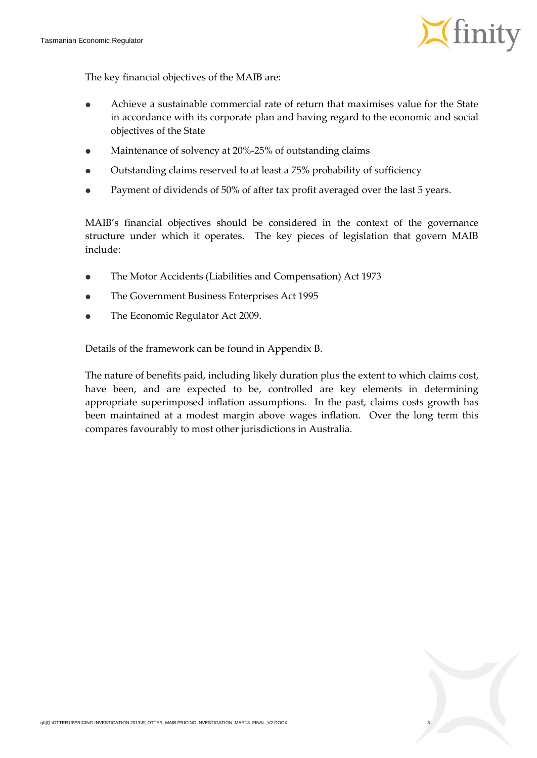The key financial objectives of the MAIB are:

- Achieve a sustainable commercial rate of return that maximises value for the State in accordance with its corporate plan and having regard to the economic and social objectives of the State
- Maintenance of solvency at 20%-25% of outstanding claims
- Outstanding claims reserved to at least a 75% probability of sufficiency
- Payment of dividends of 50% of after tax profit averaged over the last 5 years.

MAIB's financial objectives should be considered in the context of the governance structure under which it operates. The key pieces of legislation that govern MAIB include:

- The Motor Accidents (Liabilities and Compensation) Act 1973
- The Government Business Enterprises Act 1995
- The Economic Regulator Act 2009.

Details of the framework can be found in Appendix B.

The nature of benefits paid, including likely duration plus the extent to which claims cost, have been, and are expected to be, controlled are key elements in determining appropriate superimposed inflation assumptions. In the past, claims costs growth has been maintained at a modest margin above wages inflation. Over the long term this compares favourably to most other jurisdictions in Australia.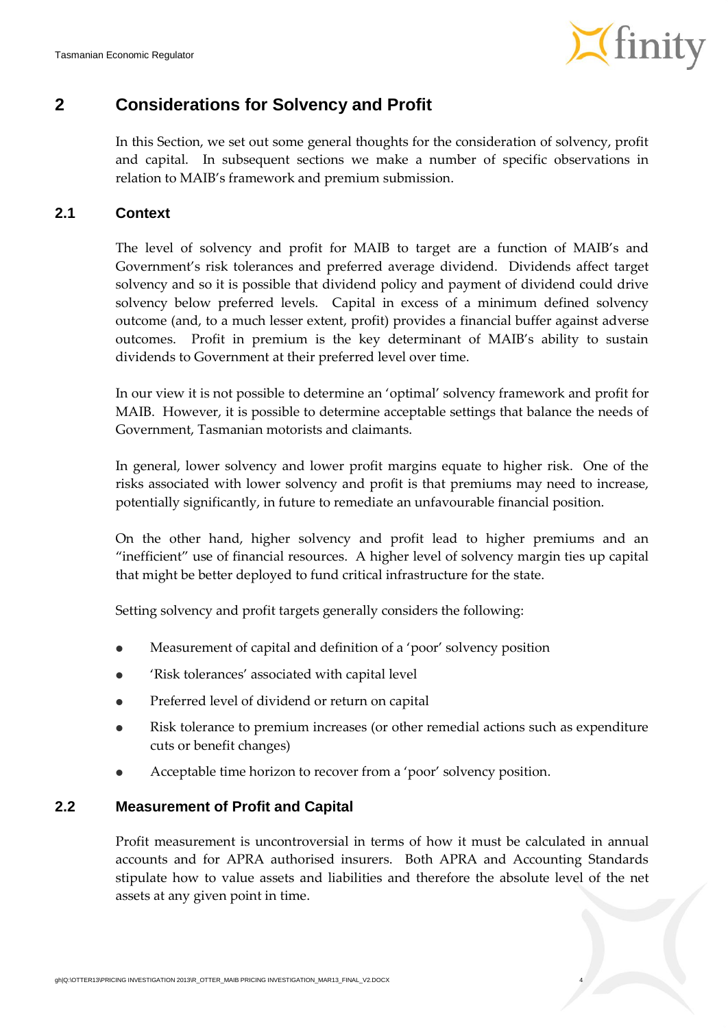# 2 Considerations for Solvency and Profit

In this Section, we set out some general thoughts for the consideration of solvency, profit and capital. In subsequent sections we make a number of specific observations in relation to MAIB's framework and premium submission.

## 2.1 Context

The level of solvency and profit for MAIB to target are a function of MAIB's and Government's risk tolerances and preferred average dividend. Dividends affect target solvency and so it is possible that dividend policy and payment of dividend could drive solvency below preferred levels. Capital in excess of a minimum defined solvency outcome (and, to a much lesser extent, profit) provides a financial buffer against adverse outcomes. Profit in premium is the key determinant of MAIB's ability to sustain dividends to Government at their preferred level over time.

In our view it is not possible to determine an 'optimal' solvency framework and profit for MAIB. However, it is possible to determine acceptable settings that balance the needs of Government, Tasmanian motorists and claimants.

In general, lower solvency and lower profit margins equate to higher risk. One of the risks associated with lower solvency and profit is that premiums may need to increase, potentially significantly, in future to remediate an unfavourable financial position.

On the other hand, higher solvency and profit lead to higher premiums and an "inefficient" use of financial resources. A higher level of solvency margin ties up capital that might be better deployed to fund critical infrastructure for the state.

Setting solvency and profit targets generally considers the following:

- Measurement of capital and definition of a 'poor' solvency position
- 'Risk tolerances' associated with capital level
- Preferred level of dividend or return on capital
- Risk tolerance to premium increases (or other remedial actions such as expenditure cuts or benefit changes)
- Acceptable time horizon to recover from a 'poor' solvency position.

## 2.2 Measurement of Profit and Capital

Profit measurement is uncontroversial in terms of how it must be calculated in annual accounts and for APRA authorised insurers. Both APRA and Accounting Standards stipulate how to value assets and liabilities and therefore the absolute level of the net assets at any given point in time.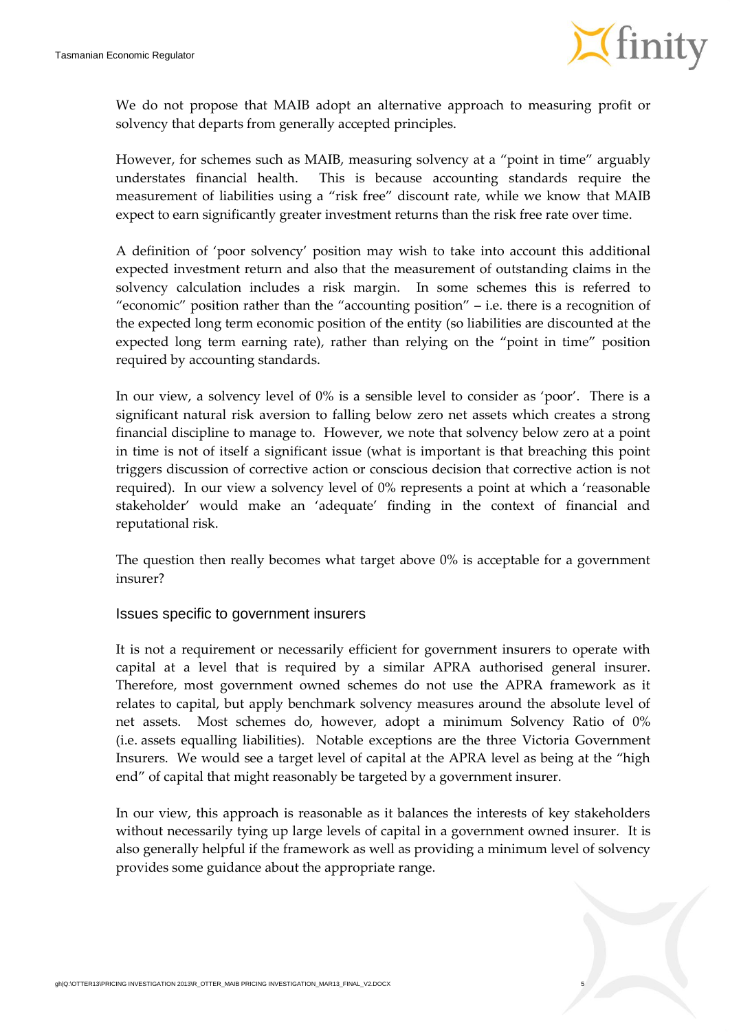We do not propose that MAIB adopt an alternative approach to measuring profit or solvency that departs from generally accepted principles.

However, for schemes such as MAIB, measuring solvency at a "point in time" arguably understates financial health. This is because accounting standards require the measurement of liabilities using a "risk free" discount rate, while we know that MAIB expect to earn significantly greater investment returns than the risk free rate over time.

A definition of 'poor solvency' position may wish to take into account this additional expected investment return and also that the measurement of outstanding claims in the solvency calculation includes a risk margin. In some schemes this is referred to "economic" position rather than the "accounting position" – i.e. there is a recognition of the expected long term economic position of the entity (so liabilities are discounted at the expected long term earning rate), rather than relying on the "point in time" position required by accounting standards.

In our view, a solvency level of 0% is a sensible level to consider as 'poor'. There is a significant natural risk aversion to falling below zero net assets which creates a strong financial discipline to manage to. However, we note that solvency below zero at a point in time is not of itself a significant issue (what is important is that breaching this point triggers discussion of corrective action or conscious decision that corrective action is not required). In our view a solvency level of 0% represents a point at which a 'reasonable stakeholder' would make an 'adequate' finding in the context of financial and reputational risk.

The question then really becomes what target above 0% is acceptable for a government insurer?

### Issues specific to government insurers

It is not a requirement or necessarily efficient for government insurers to operate with capital at a level that is required by a similar APRA authorised general insurer. Therefore, most government owned schemes do not use the APRA framework as it relates to capital, but apply benchmark solvency measures around the absolute level of net assets. Most schemes do, however, adopt a minimum Solvency Ratio of 0% (i.e. assets equalling liabilities). Notable exceptions are the three Victoria Government Insurers. We would see a target level of capital at the APRA level as being at the "high end" of capital that might reasonably be targeted by a government insurer.

In our view, this approach is reasonable as it balances the interests of key stakeholders without necessarily tying up large levels of capital in a government owned insurer. It is also generally helpful if the framework as well as providing a minimum level of solvency provides some guidance about the appropriate range.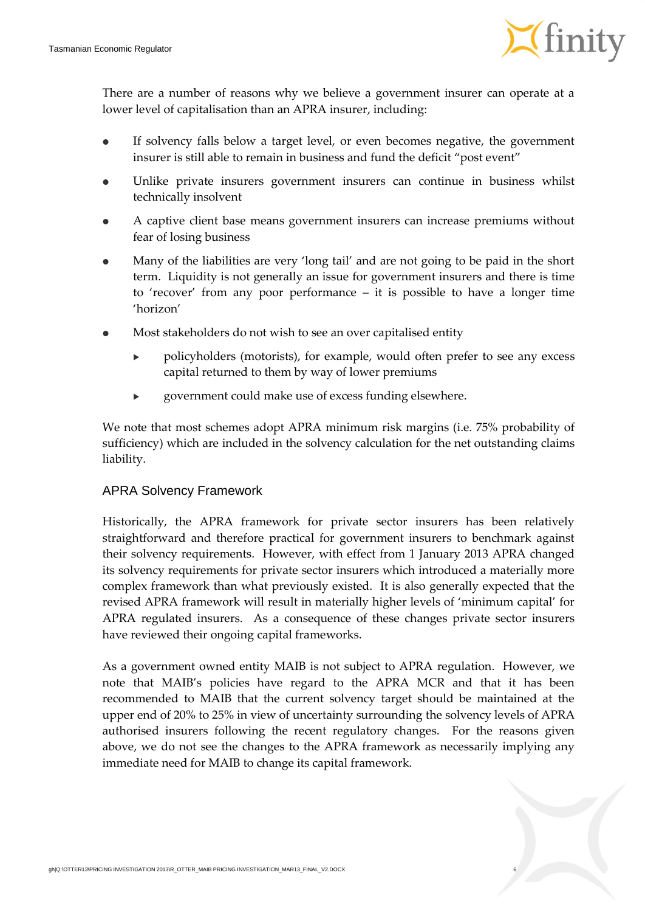There are a number of reasons why we believe a government insurer can operate at a lower level of capitalisation than an APRA insurer, including:

- If solvency falls below a target level, or even becomes negative, the government insurer is still able to remain in business and fund the deficit "post event"
- Unlike private insurers government insurers can continue in business whilst technically insolvent
- A captive client base means government insurers can increase premiums without fear of losing business
- Many of the liabilities are very 'long tail' and are not going to be paid in the short term. Liquidity is not generally an issue for government insurers and there is time to 'recover' from any poor performance – it is possible to have a longer time 'horizon'
- Most stakeholders do not wish to see an over capitalised entity
  - policyholders (motorists), for example, would often prefer to see any excess capital returned to them by way of lower premiums
  - government could make use of excess funding elsewhere.

We note that most schemes adopt APRA minimum risk margins (i.e. 75% probability of sufficiency) which are included in the solvency calculation for the net outstanding claims liability.

### APRA Solvency Framework

Historically, the APRA framework for private sector insurers has been relatively straightforward and therefore practical for government insurers to benchmark against their solvency requirements. However, with effect from 1 January 2013 APRA changed its solvency requirements for private sector insurers which introduced a materially more complex framework than what previously existed. It is also generally expected that the revised APRA framework will result in materially higher levels of 'minimum capital' for APRA regulated insurers. As a consequence of these changes private sector insurers have reviewed their ongoing capital frameworks.

As a government owned entity MAIB is not subject to APRA regulation. However, we note that MAIB's policies have regard to the APRA MCR and that it has been recommended to MAIB that the current solvency target should be maintained at the upper end of 20% to 25% in view of uncertainty surrounding the solvency levels of APRA authorised insurers following the recent regulatory changes. For the reasons given above, we do not see the changes to the APRA framework as necessarily implying any immediate need for MAIB to change its capital framework.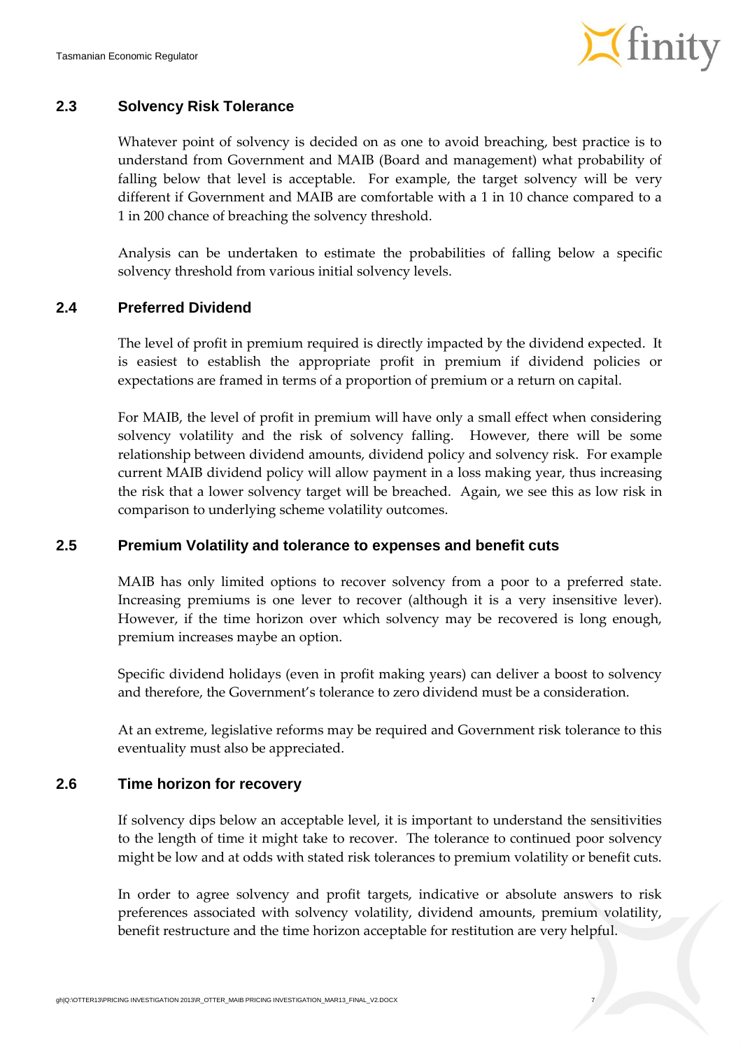## 2.3 Solvency Risk Tolerance

Whatever point of solvency is decided on as one to avoid breaching, best practice is to understand from Government and MAIB (Board and management) what probability of falling below that level is acceptable. For example, the target solvency will be very different if Government and MAIB are comfortable with a 1 in 10 chance compared to a 1 in 200 chance of breaching the solvency threshold.

Analysis can be undertaken to estimate the probabilities of falling below a specific solvency threshold from various initial solvency levels.

## 2.4 Preferred Dividend

The level of profit in premium required is directly impacted by the dividend expected. It is easiest to establish the appropriate profit in premium if dividend policies or expectations are framed in terms of a proportion of premium or a return on capital.

For MAIB, the level of profit in premium will have only a small effect when considering solvency volatility and the risk of solvency falling. However, there will be some relationship between dividend amounts, dividend policy and solvency risk. For example current MAIB dividend policy will allow payment in a loss making year, thus increasing the risk that a lower solvency target will be breached. Again, we see this as low risk in comparison to underlying scheme volatility outcomes.

## 2.5 Premium Volatility and tolerance to expenses and benefit cuts

MAIB has only limited options to recover solvency from a poor to a preferred state. Increasing premiums is one lever to recover (although it is a very insensitive lever). However, if the time horizon over which solvency may be recovered is long enough, premium increases maybe an option.

Specific dividend holidays (even in profit making years) can deliver a boost to solvency and therefore, the Government's tolerance to zero dividend must be a consideration.

At an extreme, legislative reforms may be required and Government risk tolerance to this eventuality must also be appreciated.

## 2.6 Time horizon for recovery

If solvency dips below an acceptable level, it is important to understand the sensitivities to the length of time it might take to recover. The tolerance to continued poor solvency might be low and at odds with stated risk tolerances to premium volatility or benefit cuts.

In order to agree solvency and profit targets, indicative or absolute answers to risk preferences associated with solvency volatility, dividend amounts, premium volatility, benefit restructure and the time horizon acceptable for restitution are very helpful.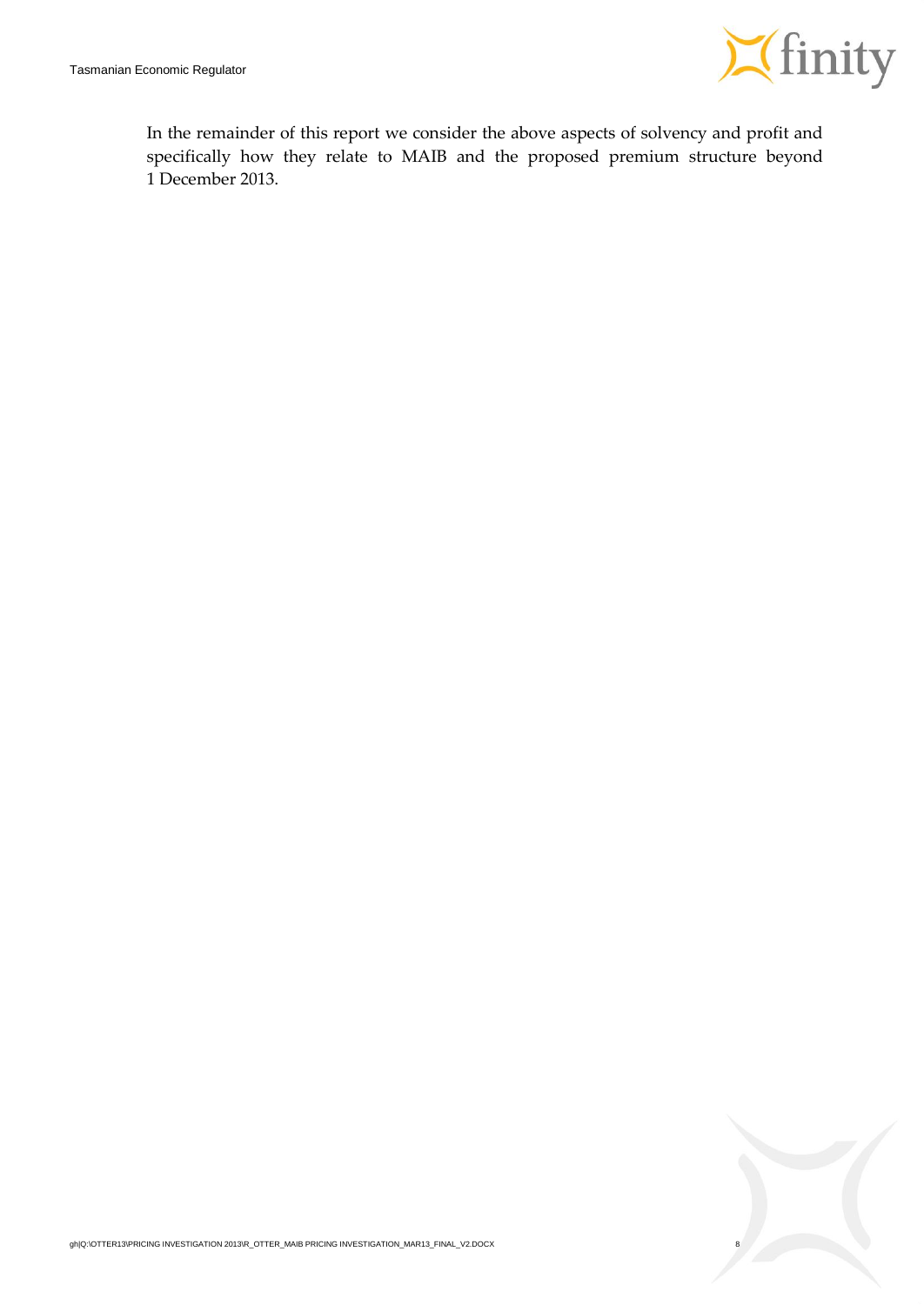In the remainder of this report we consider the above aspects of solvency and profit and specifically how they relate to MAIB and the proposed premium structure beyond 1 December 2013.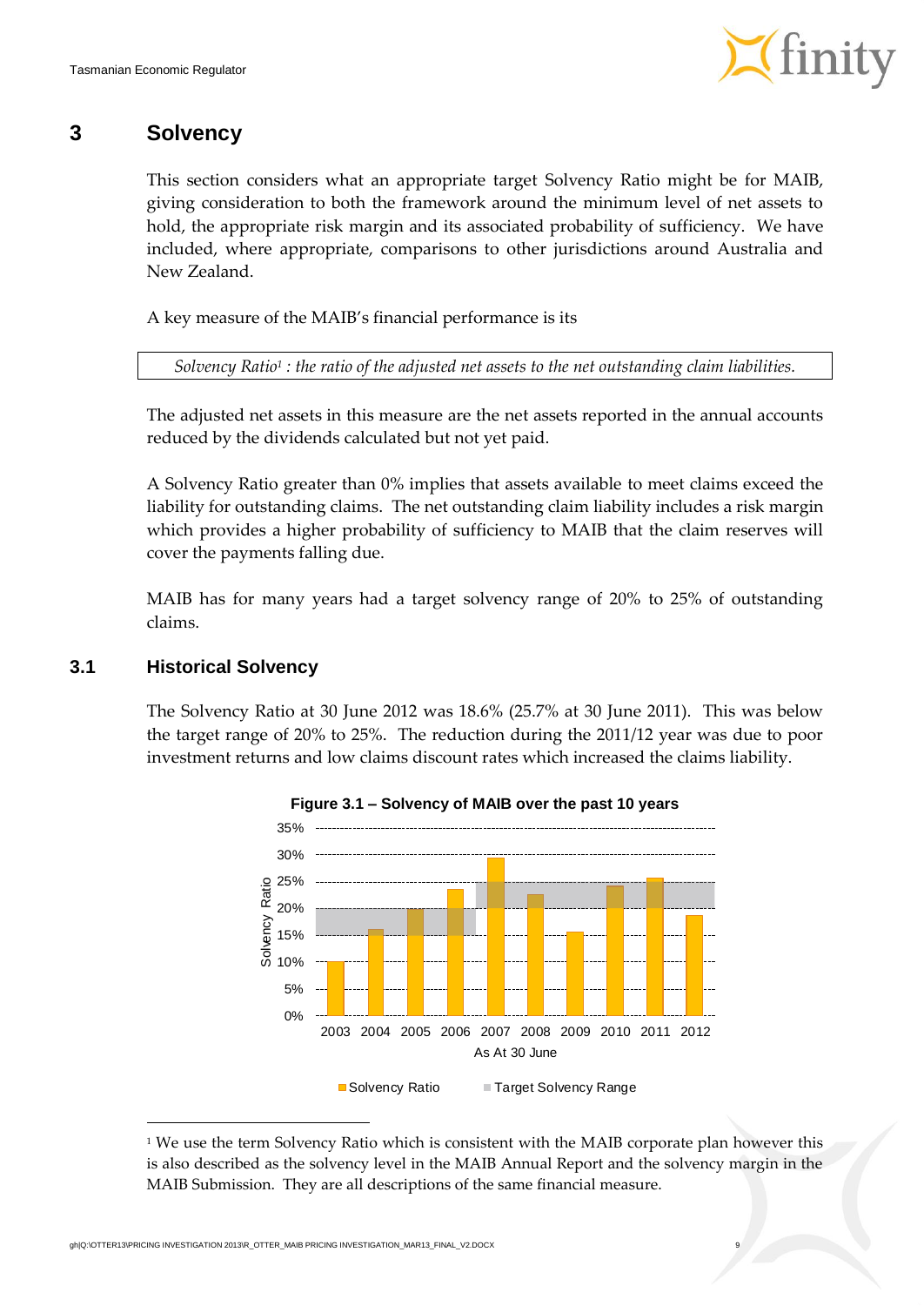# 3 Solvency

This section considers what an appropriate target Solvency Ratio might be for MAIB, giving consideration to both the framework around the minimum level of net assets to hold, the appropriate risk margin and its associated probability of sufficiency. We have included, where appropriate, comparisons to other jurisdictions around Australia and New Zealand.

A key measure of the MAIB's financial performance is its

*Solvency Ratio[1] : the ratio of the adjusted net assets to the net outstanding claim liabilities.*

The adjusted net assets in this measure are the net assets reported in the annual accounts reduced by the dividends calculated but not yet paid.

A Solvency Ratio greater than 0% implies that assets available to meet claims exceed the liability for outstanding claims. The net outstanding claim liability includes a risk margin which provides a higher probability of sufficiency to MAIB that the claim reserves will cover the payments falling due.

MAIB has for many years had a target solvency range of 20% to 25% of outstanding claims.

## 3.1 Historical Solvency

The Solvency Ratio at 30 June 2012 was 18.6% (25.7% at 30 June 2011). This was below the target range of 20% to 25%. The reduction during the 2011/12 year was due to poor investment returns and low claims discount rates which increased the claims liability.

**Figure 3.1 – Solvency of MAIB over the past 10 years**

Solvency Ratio (y-axis, 0%–35%) by year As At 30 June (x-axis, 2003–2012). Legend: Solvency Ratio; Target Solvency Range.

---

[1] We use the term Solvency Ratio which is consistent with the MAIB corporate plan however this is also described as the solvency level in the MAIB Annual Report and the solvency margin in the MAIB Submission. They are all descriptions of the same financial measure.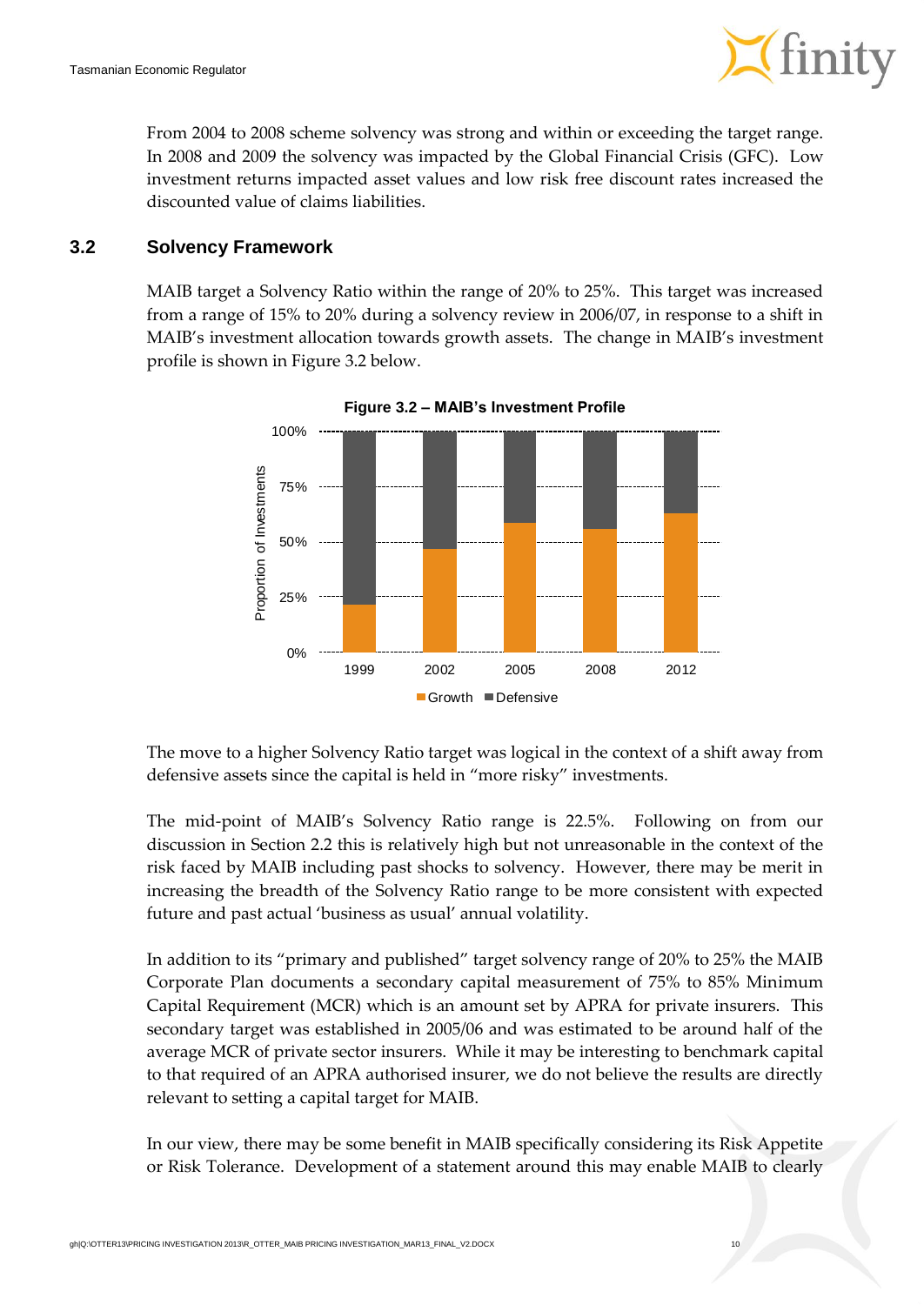From 2004 to 2008 scheme solvency was strong and within or exceeding the target range. In 2008 and 2009 the solvency was impacted by the Global Financial Crisis (GFC). Low investment returns impacted asset values and low risk free discount rates increased the discounted value of claims liabilities.

## 3.2 Solvency Framework

MAIB target a Solvency Ratio within the range of 20% to 25%. This target was increased from a range of 15% to 20% during a solvency review in 2006/07, in response to a shift in MAIB's investment allocation towards growth assets. The change in MAIB's investment profile is shown in Figure 3.2 below.

**Figure 3.2 – MAIB's Investment Profile**

The move to a higher Solvency Ratio target was logical in the context of a shift away from defensive assets since the capital is held in "more risky" investments.

The mid-point of MAIB's Solvency Ratio range is 22.5%. Following on from our discussion in Section 2.2 this is relatively high but not unreasonable in the context of the risk faced by MAIB including past shocks to solvency. However, there may be merit in increasing the breadth of the Solvency Ratio range to be more consistent with expected future and past actual 'business as usual' annual volatility.

In addition to its "primary and published" target solvency range of 20% to 25% the MAIB Corporate Plan documents a secondary capital measurement of 75% to 85% Minimum Capital Requirement (MCR) which is an amount set by APRA for private insurers. This secondary target was established in 2005/06 and was estimated to be around half of the average MCR of private sector insurers. While it may be interesting to benchmark capital to that required of an APRA authorised insurer, we do not believe the results are directly relevant to setting a capital target for MAIB.

In our view, there may be some benefit in MAIB specifically considering its Risk Appetite or Risk Tolerance. Development of a statement around this may enable MAIB to clearly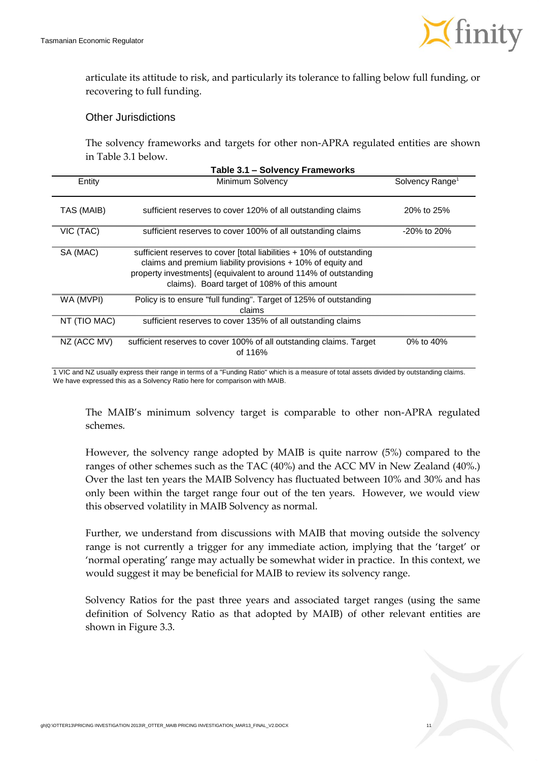articulate its attitude to risk, and particularly its tolerance to falling below full funding, or recovering to full funding.

### Other Jurisdictions

The solvency frameworks and targets for other non-APRA regulated entities are shown in Table 3.1 below.

**Table 3.1 – Solvency Frameworks**

| Entity | Minimum Solvency | Solvency Range[1] |
|---|---|---|
| TAS (MAIB) | sufficient reserves to cover 120% of all outstanding claims | 20% to 25% |
| VIC (TAC) | sufficient reserves to cover 100% of all outstanding claims | -20% to 20% |
| SA (MAC) | sufficient reserves to cover [total liabilities + 10% of outstanding claims and premium liability provisions + 10% of equity and property investments] (equivalent to around 114% of outstanding claims). Board target of 108% of this amount | |
| WA (MVPI) | Policy is to ensure "full funding". Target of 125% of outstanding claims | |
| NT (TIO MAC) | sufficient reserves to cover 135% of all outstanding claims | |
| NZ (ACC MV) | sufficient reserves to cover 100% of all outstanding claims. Target of 116% | 0% to 40% |

1 VIC and NZ usually express their range in terms of a "Funding Ratio" which is a measure of total assets divided by outstanding claims. We have expressed this as a Solvency Ratio here for comparison with MAIB.

The MAIB's minimum solvency target is comparable to other non-APRA regulated schemes.

However, the solvency range adopted by MAIB is quite narrow (5%) compared to the ranges of other schemes such as the TAC (40%) and the ACC MV in New Zealand (40%.) Over the last ten years the MAIB Solvency has fluctuated between 10% and 30% and has only been within the target range four out of the ten years. However, we would view this observed volatility in MAIB Solvency as normal.

Further, we understand from discussions with MAIB that moving outside the solvency range is not currently a trigger for any immediate action, implying that the 'target' or 'normal operating' range may actually be somewhat wider in practice. In this context, we would suggest it may be beneficial for MAIB to review its solvency range.

Solvency Ratios for the past three years and associated target ranges (using the same definition of Solvency Ratio as that adopted by MAIB) of other relevant entities are shown in Figure 3.3.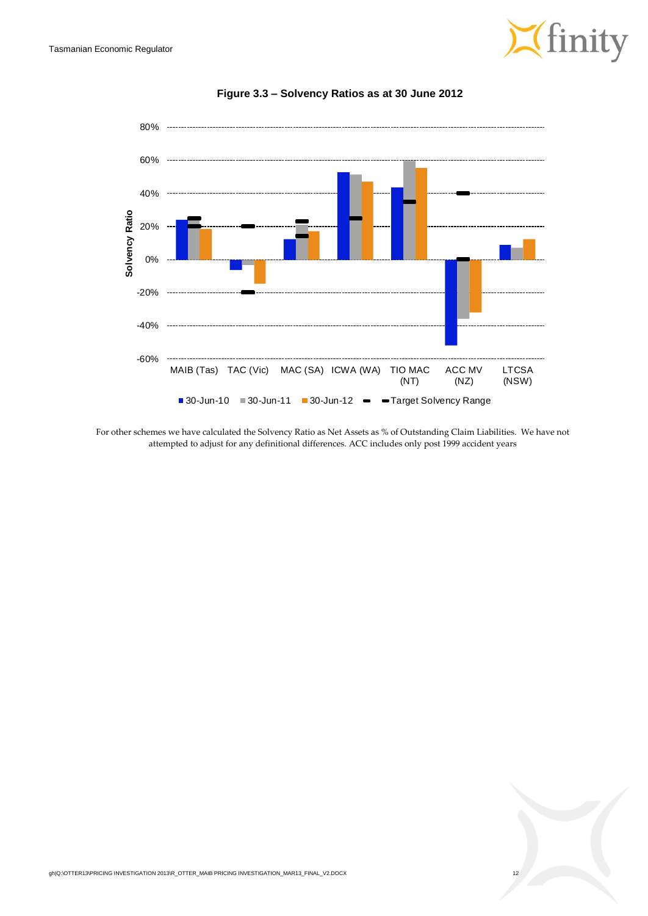**Figure 3.3 – Solvency Ratios as at 30 June 2012**

For other schemes we have calculated the Solvency Ratio as Net Assets as % of Outstanding Claim Liabilities. We have not attempted to adjust for any definitional differences. ACC includes only post 1999 accident years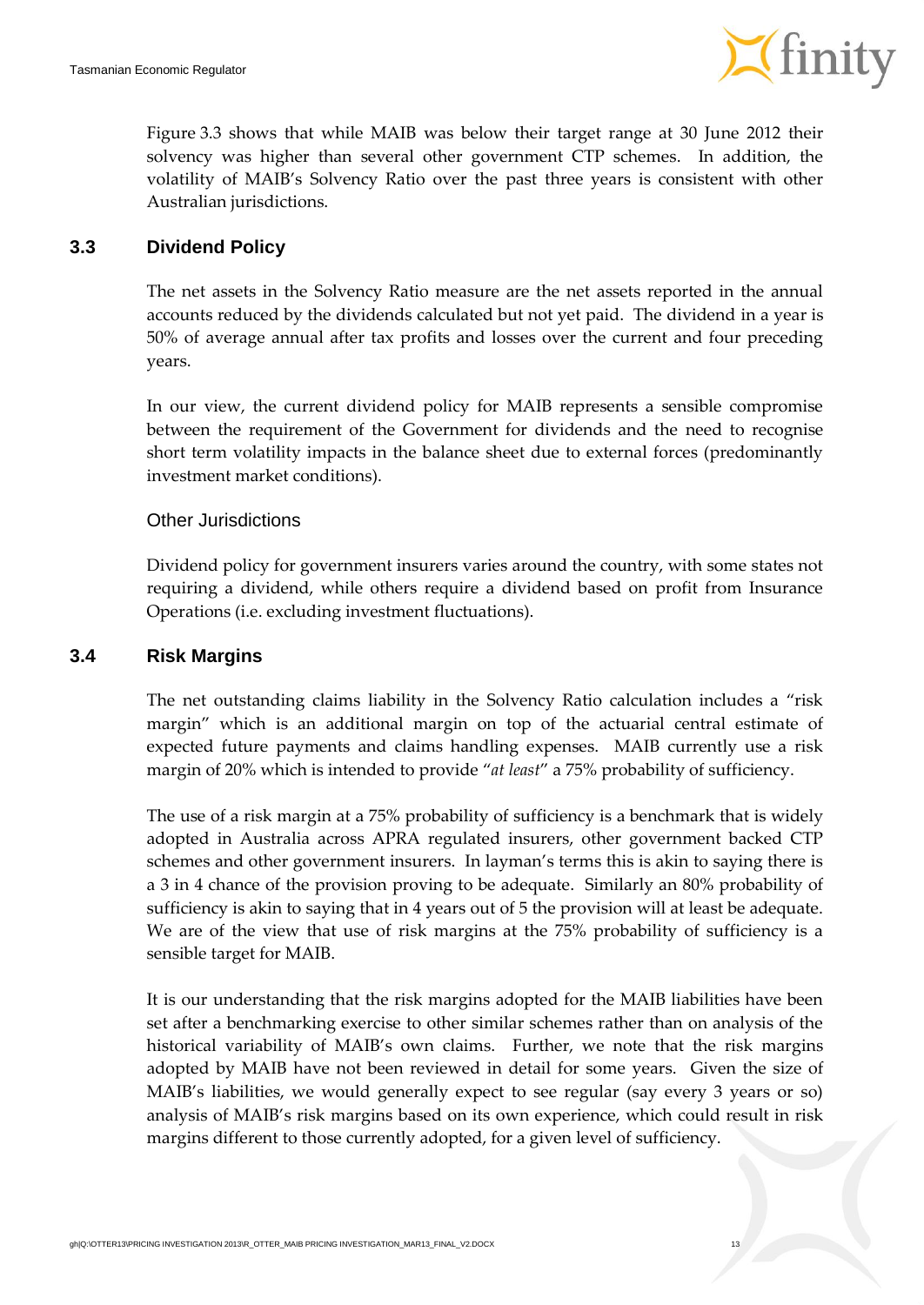Figure 3.3 shows that while MAIB was below their target range at 30 June 2012 their solvency was higher than several other government CTP schemes. In addition, the volatility of MAIB's Solvency Ratio over the past three years is consistent with other Australian jurisdictions.

### 3.3 Dividend Policy

The net assets in the Solvency Ratio measure are the net assets reported in the annual accounts reduced by the dividends calculated but not yet paid. The dividend in a year is 50% of average annual after tax profits and losses over the current and four preceding years.

In our view, the current dividend policy for MAIB represents a sensible compromise between the requirement of the Government for dividends and the need to recognise short term volatility impacts in the balance sheet due to external forces (predominantly investment market conditions).

#### Other Jurisdictions

Dividend policy for government insurers varies around the country, with some states not requiring a dividend, while others require a dividend based on profit from Insurance Operations (i.e. excluding investment fluctuations).

### 3.4 Risk Margins

The net outstanding claims liability in the Solvency Ratio calculation includes a "risk margin" which is an additional margin on top of the actuarial central estimate of expected future payments and claims handling expenses. MAIB currently use a risk margin of 20% which is intended to provide "*at least*" a 75% probability of sufficiency.

The use of a risk margin at a 75% probability of sufficiency is a benchmark that is widely adopted in Australia across APRA regulated insurers, other government backed CTP schemes and other government insurers. In layman's terms this is akin to saying there is a 3 in 4 chance of the provision proving to be adequate. Similarly an 80% probability of sufficiency is akin to saying that in 4 years out of 5 the provision will at least be adequate. We are of the view that use of risk margins at the 75% probability of sufficiency is a sensible target for MAIB.

It is our understanding that the risk margins adopted for the MAIB liabilities have been set after a benchmarking exercise to other similar schemes rather than on analysis of the historical variability of MAIB's own claims. Further, we note that the risk margins adopted by MAIB have not been reviewed in detail for some years. Given the size of MAIB's liabilities, we would generally expect to see regular (say every 3 years or so) analysis of MAIB's risk margins based on its own experience, which could result in risk margins different to those currently adopted, for a given level of sufficiency.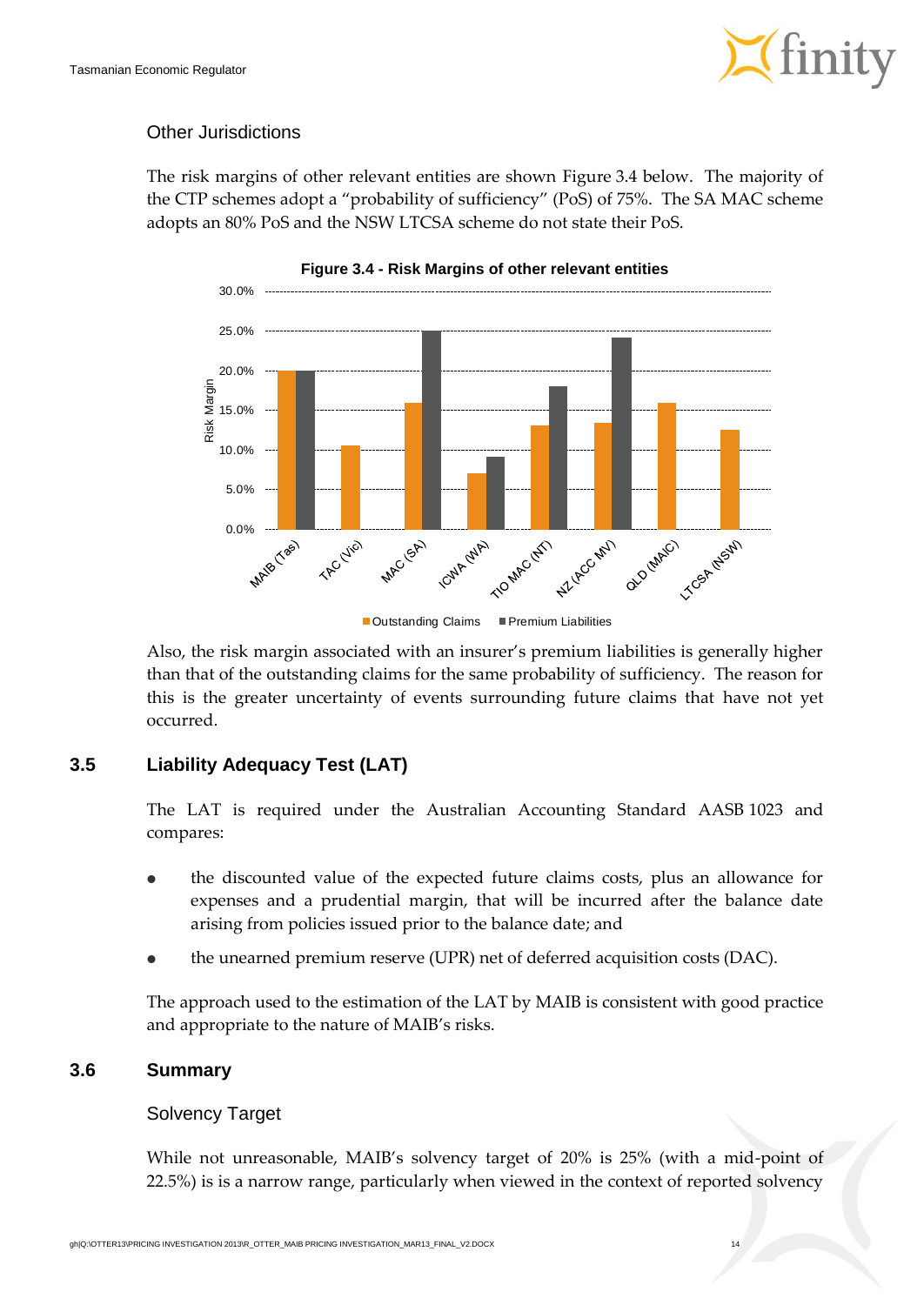### Other Jurisdictions

The risk margins of other relevant entities are shown Figure 3.4 below. The majority of the CTP schemes adopt a "probability of sufficiency" (PoS) of 75%. The SA MAC scheme adopts an 80% PoS and the NSW LTCSA scheme do not state their PoS.

**Figure 3.4 - Risk Margins of other relevant entities**

Also, the risk margin associated with an insurer's premium liabilities is generally higher than that of the outstanding claims for the same probability of sufficiency. The reason for this is the greater uncertainty of events surrounding future claims that have not yet occurred.

## 3.5 Liability Adequacy Test (LAT)

The LAT is required under the Australian Accounting Standard AASB 1023 and compares:

- the discounted value of the expected future claims costs, plus an allowance for expenses and a prudential margin, that will be incurred after the balance date arising from policies issued prior to the balance date; and
- the unearned premium reserve (UPR) net of deferred acquisition costs (DAC).

The approach used to the estimation of the LAT by MAIB is consistent with good practice and appropriate to the nature of MAIB's risks.

## 3.6 Summary

### Solvency Target

While not unreasonable, MAIB's solvency target of 20% is 25% (with a mid-point of 22.5%) is is a narrow range, particularly when viewed in the context of reported solvency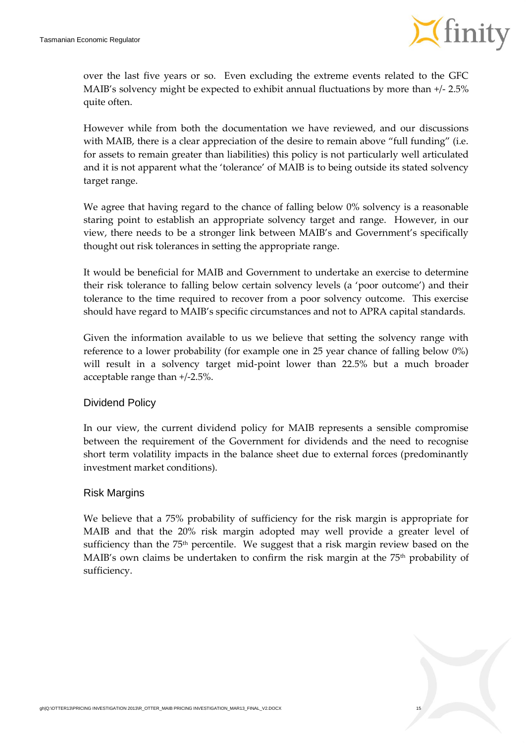over the last five years or so. Even excluding the extreme events related to the GFC MAIB's solvency might be expected to exhibit annual fluctuations by more than +/- 2.5% quite often.

However while from both the documentation we have reviewed, and our discussions with MAIB, there is a clear appreciation of the desire to remain above "full funding" (i.e. for assets to remain greater than liabilities) this policy is not particularly well articulated and it is not apparent what the 'tolerance' of MAIB is to being outside its stated solvency target range.

We agree that having regard to the chance of falling below 0% solvency is a reasonable staring point to establish an appropriate solvency target and range. However, in our view, there needs to be a stronger link between MAIB's and Government's specifically thought out risk tolerances in setting the appropriate range.

It would be beneficial for MAIB and Government to undertake an exercise to determine their risk tolerance to falling below certain solvency levels (a 'poor outcome') and their tolerance to the time required to recover from a poor solvency outcome. This exercise should have regard to MAIB's specific circumstances and not to APRA capital standards.

Given the information available to us we believe that setting the solvency range with reference to a lower probability (for example one in 25 year chance of falling below 0%) will result in a solvency target mid-point lower than 22.5% but a much broader acceptable range than +/-2.5%.

### Dividend Policy

In our view, the current dividend policy for MAIB represents a sensible compromise between the requirement of the Government for dividends and the need to recognise short term volatility impacts in the balance sheet due to external forces (predominantly investment market conditions).

### Risk Margins

We believe that a 75% probability of sufficiency for the risk margin is appropriate for MAIB and that the 20% risk margin adopted may well provide a greater level of sufficiency than the 75th percentile. We suggest that a risk margin review based on the MAIB's own claims be undertaken to confirm the risk margin at the 75th probability of sufficiency.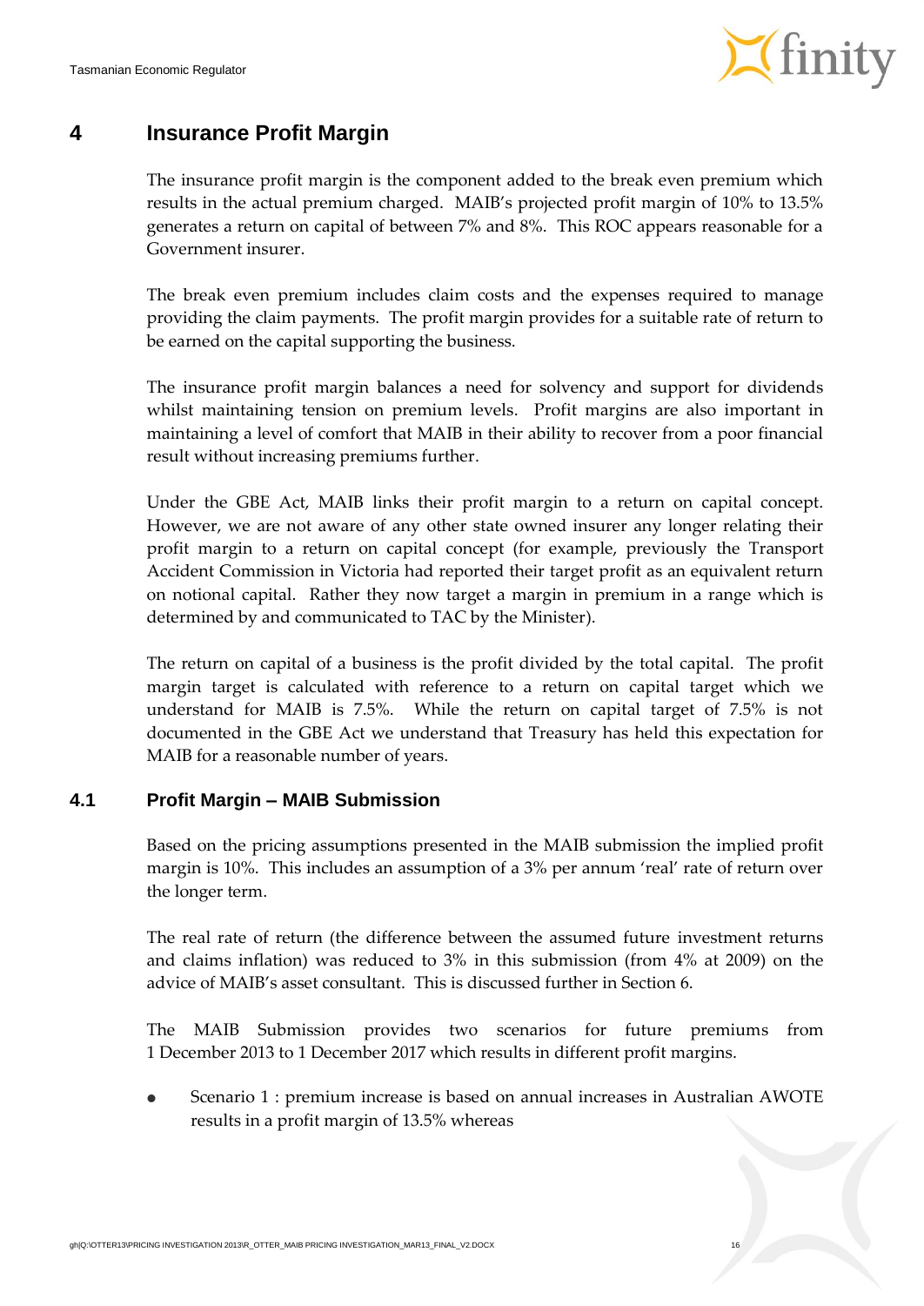# 4 Insurance Profit Margin

The insurance profit margin is the component added to the break even premium which results in the actual premium charged. MAIB's projected profit margin of 10% to 13.5% generates a return on capital of between 7% and 8%. This ROC appears reasonable for a Government insurer.

The break even premium includes claim costs and the expenses required to manage providing the claim payments. The profit margin provides for a suitable rate of return to be earned on the capital supporting the business.

The insurance profit margin balances a need for solvency and support for dividends whilst maintaining tension on premium levels. Profit margins are also important in maintaining a level of comfort that MAIB in their ability to recover from a poor financial result without increasing premiums further.

Under the GBE Act, MAIB links their profit margin to a return on capital concept. However, we are not aware of any other state owned insurer any longer relating their profit margin to a return on capital concept (for example, previously the Transport Accident Commission in Victoria had reported their target profit as an equivalent return on notional capital. Rather they now target a margin in premium in a range which is determined by and communicated to TAC by the Minister).

The return on capital of a business is the profit divided by the total capital. The profit margin target is calculated with reference to a return on capital target which we understand for MAIB is 7.5%. While the return on capital target of 7.5% is not documented in the GBE Act we understand that Treasury has held this expectation for MAIB for a reasonable number of years.

## 4.1 Profit Margin – MAIB Submission

Based on the pricing assumptions presented in the MAIB submission the implied profit margin is 10%. This includes an assumption of a 3% per annum 'real' rate of return over the longer term.

The real rate of return (the difference between the assumed future investment returns and claims inflation) was reduced to 3% in this submission (from 4% at 2009) on the advice of MAIB's asset consultant. This is discussed further in Section 6.

The MAIB Submission provides two scenarios for future premiums from 1 December 2013 to 1 December 2017 which results in different profit margins.

- Scenario 1 : premium increase is based on annual increases in Australian AWOTE results in a profit margin of 13.5% whereas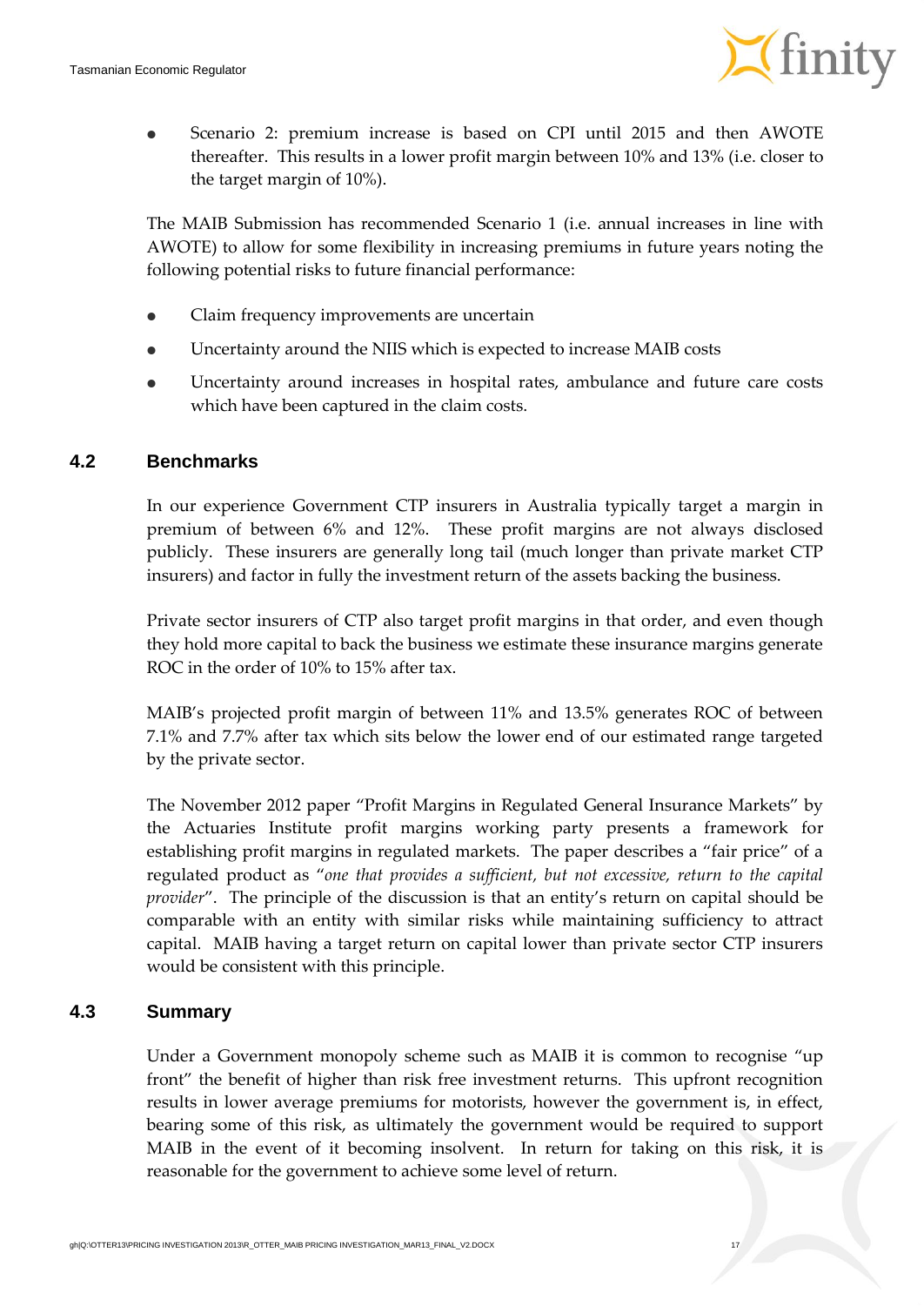- Scenario 2: premium increase is based on CPI until 2015 and then AWOTE thereafter. This results in a lower profit margin between 10% and 13% (i.e. closer to the target margin of 10%).

The MAIB Submission has recommended Scenario 1 (i.e. annual increases in line with AWOTE) to allow for some flexibility in increasing premiums in future years noting the following potential risks to future financial performance:

- Claim frequency improvements are uncertain
- Uncertainty around the NIIS which is expected to increase MAIB costs
- Uncertainty around increases in hospital rates, ambulance and future care costs which have been captured in the claim costs.

## 4.2 Benchmarks

In our experience Government CTP insurers in Australia typically target a margin in premium of between 6% and 12%. These profit margins are not always disclosed publicly. These insurers are generally long tail (much longer than private market CTP insurers) and factor in fully the investment return of the assets backing the business.

Private sector insurers of CTP also target profit margins in that order, and even though they hold more capital to back the business we estimate these insurance margins generate ROC in the order of 10% to 15% after tax.

MAIB's projected profit margin of between 11% and 13.5% generates ROC of between 7.1% and 7.7% after tax which sits below the lower end of our estimated range targeted by the private sector.

The November 2012 paper "Profit Margins in Regulated General Insurance Markets" by the Actuaries Institute profit margins working party presents a framework for establishing profit margins in regulated markets. The paper describes a "fair price" of a regulated product as "*one that provides a sufficient, but not excessive, return to the capital provider*". The principle of the discussion is that an entity's return on capital should be comparable with an entity with similar risks while maintaining sufficiency to attract capital. MAIB having a target return on capital lower than private sector CTP insurers would be consistent with this principle.

## 4.3 Summary

Under a Government monopoly scheme such as MAIB it is common to recognise "up front" the benefit of higher than risk free investment returns. This upfront recognition results in lower average premiums for motorists, however the government is, in effect, bearing some of this risk, as ultimately the government would be required to support MAIB in the event of it becoming insolvent. In return for taking on this risk, it is reasonable for the government to achieve some level of return.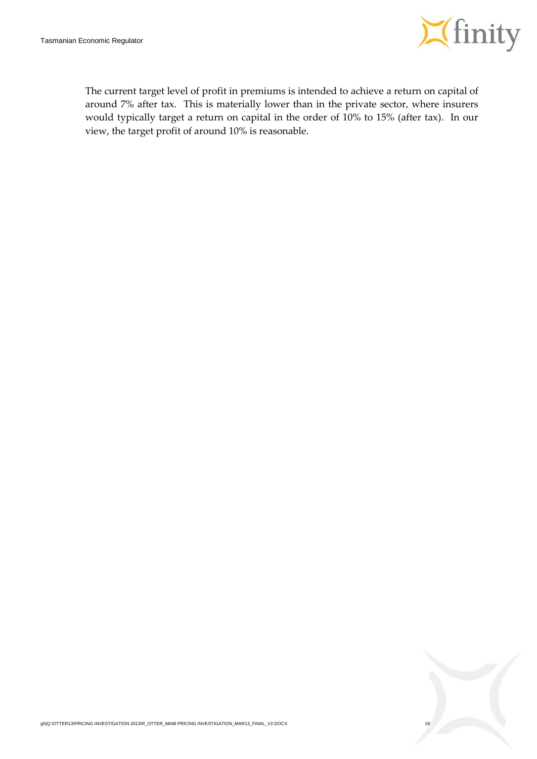The current target level of profit in premiums is intended to achieve a return on capital of around 7% after tax. This is materially lower than in the private sector, where insurers would typically target a return on capital in the order of 10% to 15% (after tax). In our view, the target profit of around 10% is reasonable.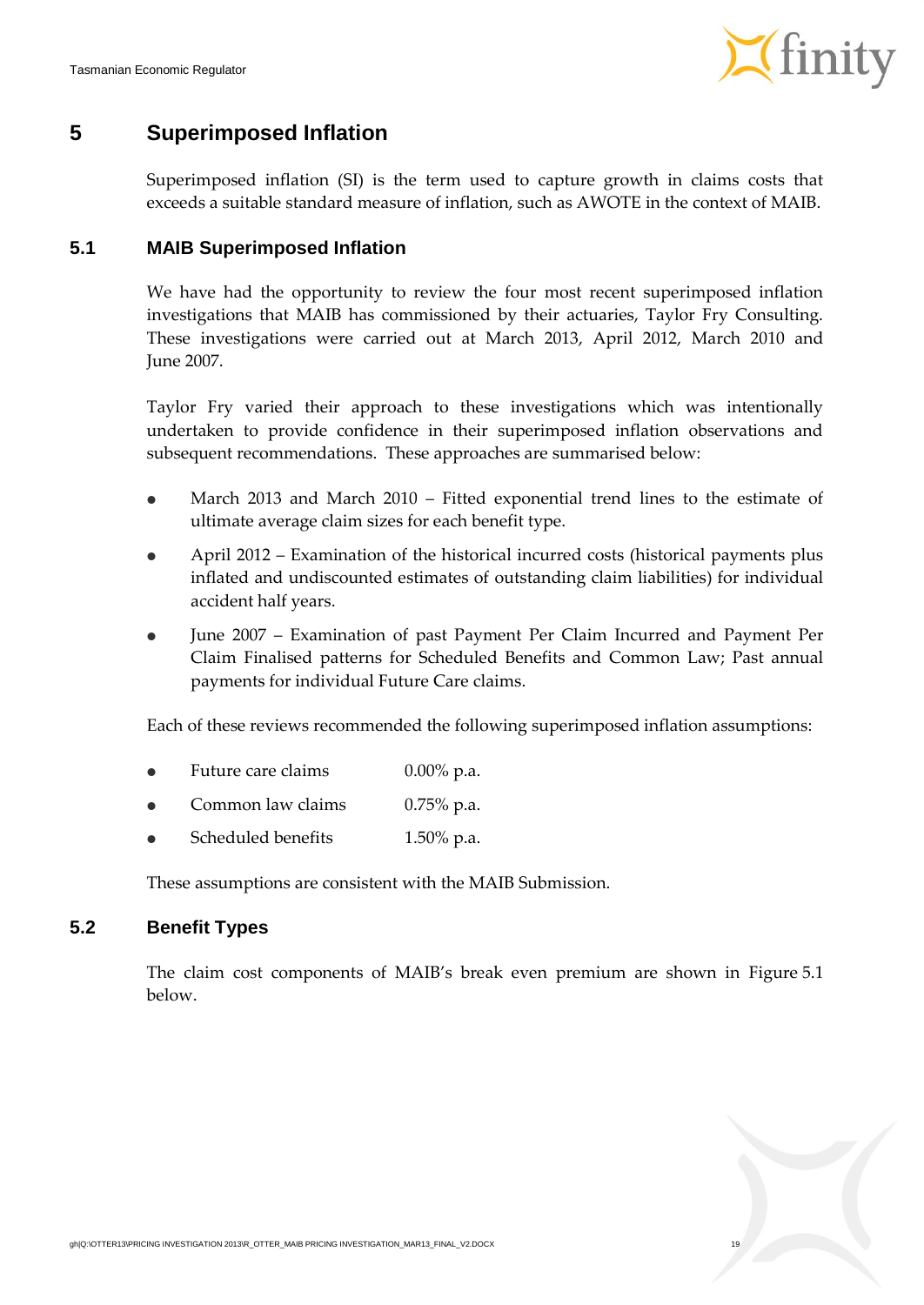# 5 Superimposed Inflation

Superimposed inflation (SI) is the term used to capture growth in claims costs that exceeds a suitable standard measure of inflation, such as AWOTE in the context of MAIB.

## 5.1 MAIB Superimposed Inflation

We have had the opportunity to review the four most recent superimposed inflation investigations that MAIB has commissioned by their actuaries, Taylor Fry Consulting. These investigations were carried out at March 2013, April 2012, March 2010 and June 2007.

Taylor Fry varied their approach to these investigations which was intentionally undertaken to provide confidence in their superimposed inflation observations and subsequent recommendations. These approaches are summarised below:

- March 2013 and March 2010 – Fitted exponential trend lines to the estimate of ultimate average claim sizes for each benefit type.
- April 2012 – Examination of the historical incurred costs (historical payments plus inflated and undiscounted estimates of outstanding claim liabilities) for individual accident half years.
- June 2007 – Examination of past Payment Per Claim Incurred and Payment Per Claim Finalised patterns for Scheduled Benefits and Common Law; Past annual payments for individual Future Care claims.

Each of these reviews recommended the following superimposed inflation assumptions:

- Future care claims 0.00% p.a.
- Common law claims 0.75% p.a.
- Scheduled benefits 1.50% p.a.

These assumptions are consistent with the MAIB Submission.

## 5.2 Benefit Types

The claim cost components of MAIB's break even premium are shown in Figure 5.1 below.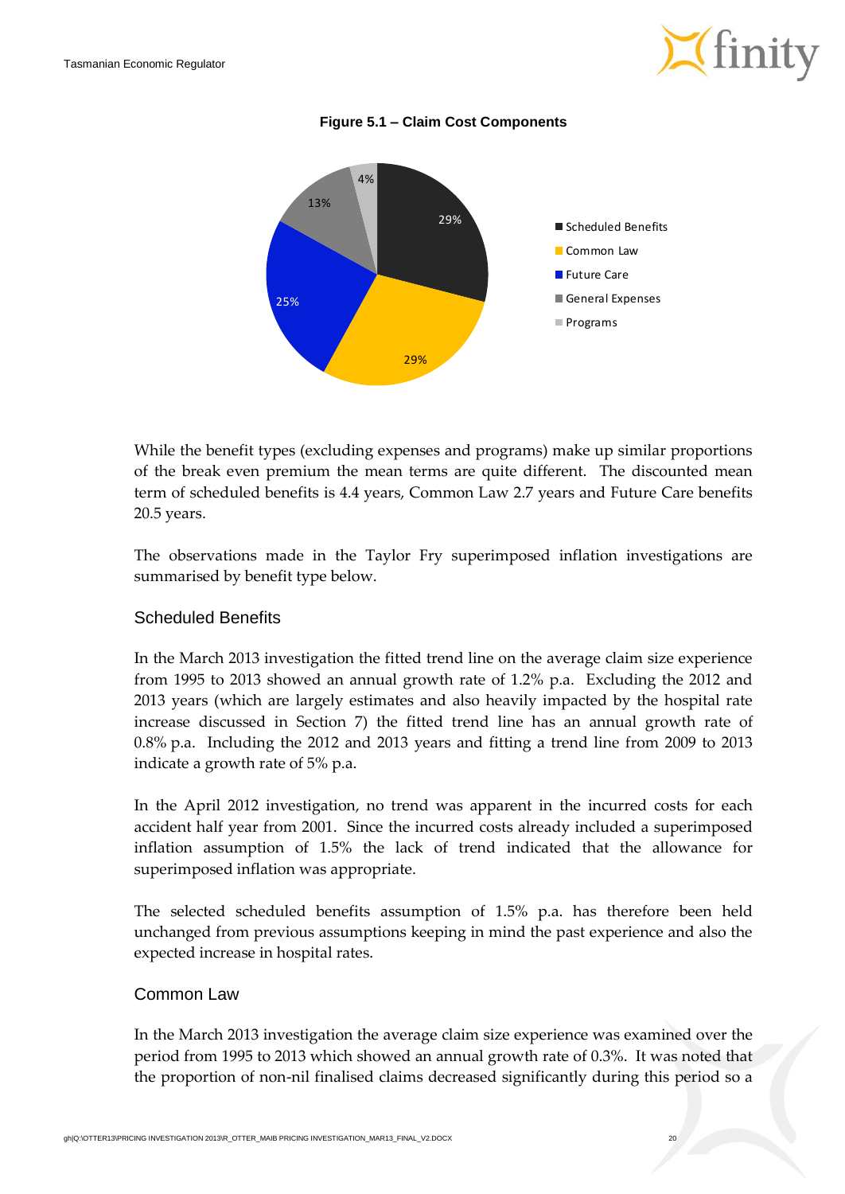**Figure 5.1 – Claim Cost Components**

While the benefit types (excluding expenses and programs) make up similar proportions of the break even premium the mean terms are quite different. The discounted mean term of scheduled benefits is 4.4 years, Common Law 2.7 years and Future Care benefits 20.5 years.

The observations made in the Taylor Fry superimposed inflation investigations are summarised by benefit type below.

### Scheduled Benefits

In the March 2013 investigation the fitted trend line on the average claim size experience from 1995 to 2013 showed an annual growth rate of 1.2% p.a. Excluding the 2012 and 2013 years (which are largely estimates and also heavily impacted by the hospital rate increase discussed in Section 7) the fitted trend line has an annual growth rate of 0.8% p.a. Including the 2012 and 2013 years and fitting a trend line from 2009 to 2013 indicate a growth rate of 5% p.a.

In the April 2012 investigation, no trend was apparent in the incurred costs for each accident half year from 2001. Since the incurred costs already included a superimposed inflation assumption of 1.5% the lack of trend indicated that the allowance for superimposed inflation was appropriate.

The selected scheduled benefits assumption of 1.5% p.a. has therefore been held unchanged from previous assumptions keeping in mind the past experience and also the expected increase in hospital rates.

### Common Law

In the March 2013 investigation the average claim size experience was examined over the period from 1995 to 2013 which showed an annual growth rate of 0.3%. It was noted that the proportion of non-nil finalised claims decreased significantly during this period so a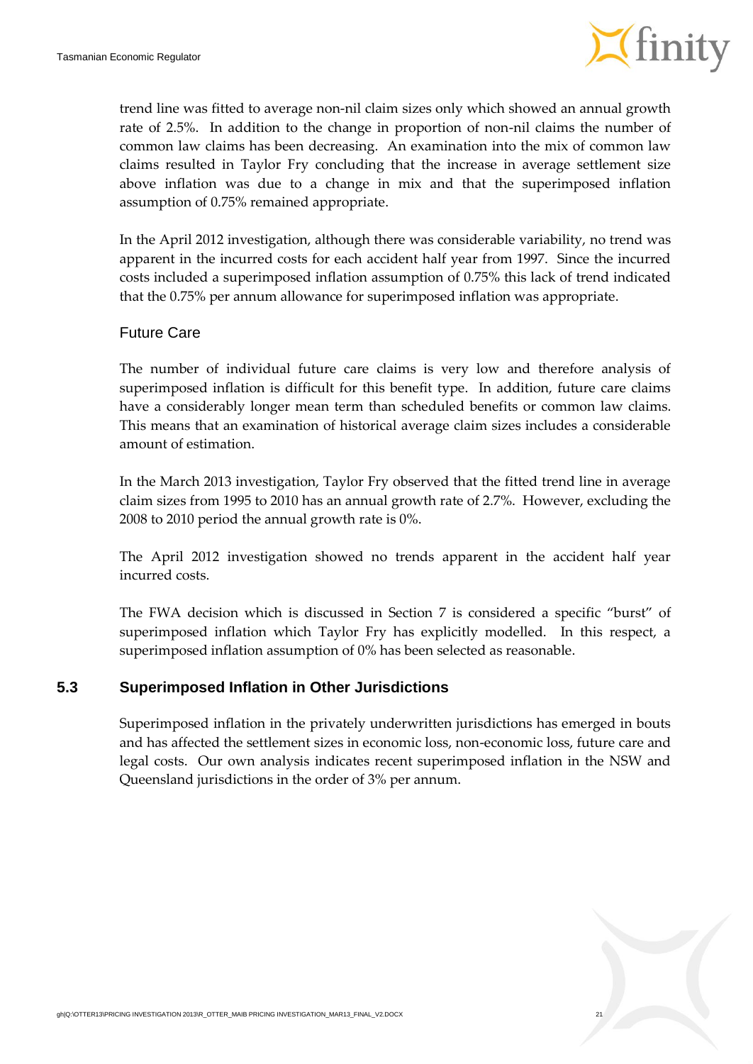trend line was fitted to average non-nil claim sizes only which showed an annual growth rate of 2.5%. In addition to the change in proportion of non-nil claims the number of common law claims has been decreasing. An examination into the mix of common law claims resulted in Taylor Fry concluding that the increase in average settlement size above inflation was due to a change in mix and that the superimposed inflation assumption of 0.75% remained appropriate.

In the April 2012 investigation, although there was considerable variability, no trend was apparent in the incurred costs for each accident half year from 1997. Since the incurred costs included a superimposed inflation assumption of 0.75% this lack of trend indicated that the 0.75% per annum allowance for superimposed inflation was appropriate.

### Future Care

The number of individual future care claims is very low and therefore analysis of superimposed inflation is difficult for this benefit type. In addition, future care claims have a considerably longer mean term than scheduled benefits or common law claims. This means that an examination of historical average claim sizes includes a considerable amount of estimation.

In the March 2013 investigation, Taylor Fry observed that the fitted trend line in average claim sizes from 1995 to 2010 has an annual growth rate of 2.7%. However, excluding the 2008 to 2010 period the annual growth rate is 0%.

The April 2012 investigation showed no trends apparent in the accident half year incurred costs.

The FWA decision which is discussed in Section 7 is considered a specific "burst" of superimposed inflation which Taylor Fry has explicitly modelled. In this respect, a superimposed inflation assumption of 0% has been selected as reasonable.

## 5.3 Superimposed Inflation in Other Jurisdictions

Superimposed inflation in the privately underwritten jurisdictions has emerged in bouts and has affected the settlement sizes in economic loss, non-economic loss, future care and legal costs. Our own analysis indicates recent superimposed inflation in the NSW and Queensland jurisdictions in the order of 3% per annum.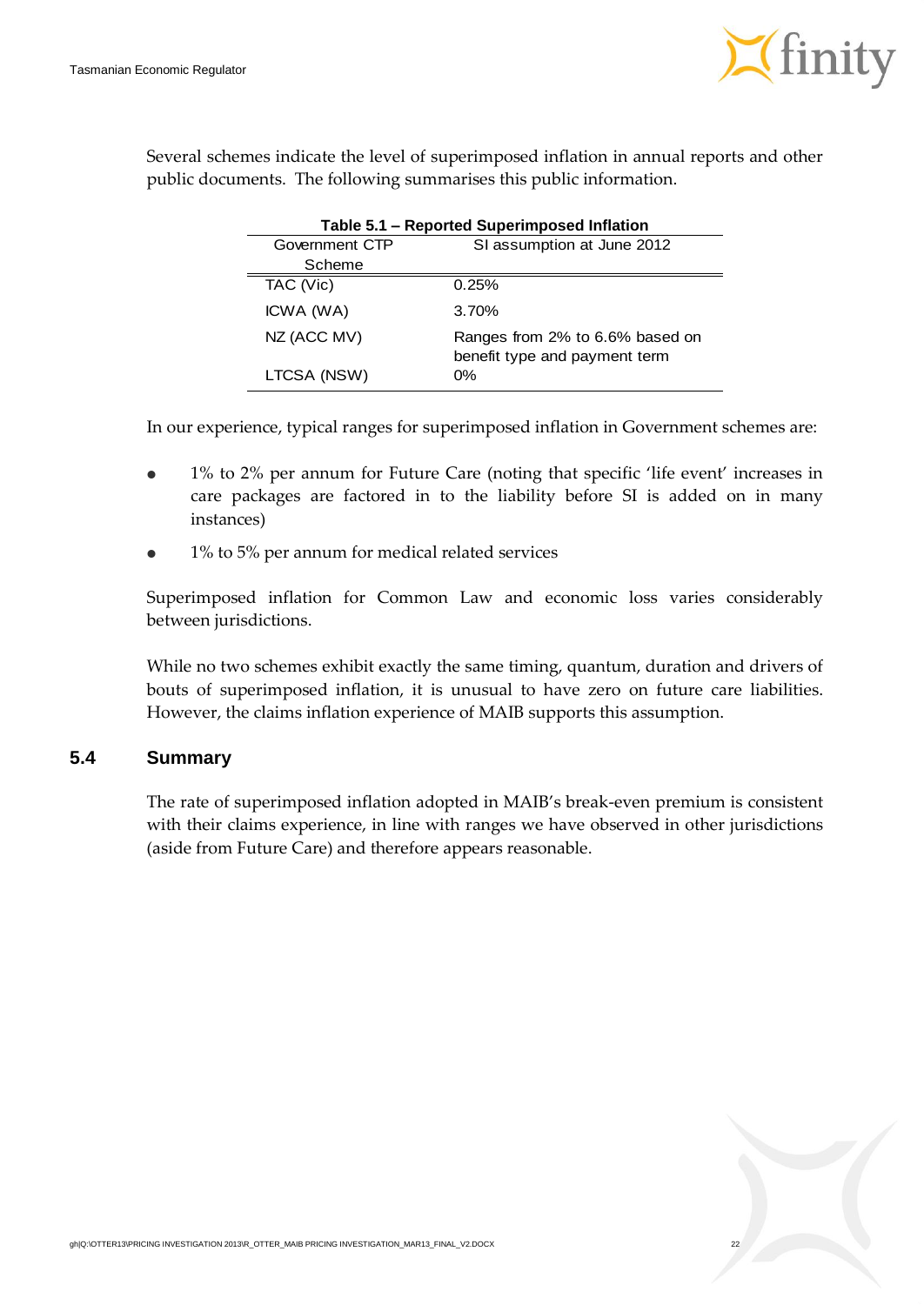Several schemes indicate the level of superimposed inflation in annual reports and other public documents. The following summarises this public information.

**Table 5.1 – Reported Superimposed Inflation**

| Government CTP Scheme | SI assumption at June 2012 |
|---|---|
| TAC (Vic) | 0.25% |
| ICWA (WA) | 3.70% |
| NZ (ACC MV) | Ranges from 2% to 6.6% based on benefit type and payment term |
| LTCSA (NSW) | 0% |

In our experience, typical ranges for superimposed inflation in Government schemes are:

- 1% to 2% per annum for Future Care (noting that specific 'life event' increases in care packages are factored in to the liability before SI is added on in many instances)
- 1% to 5% per annum for medical related services

Superimposed inflation for Common Law and economic loss varies considerably between jurisdictions.

While no two schemes exhibit exactly the same timing, quantum, duration and drivers of bouts of superimposed inflation, it is unusual to have zero on future care liabilities. However, the claims inflation experience of MAIB supports this assumption.

## 5.4 Summary

The rate of superimposed inflation adopted in MAIB's break-even premium is consistent with their claims experience, in line with ranges we have observed in other jurisdictions (aside from Future Care) and therefore appears reasonable.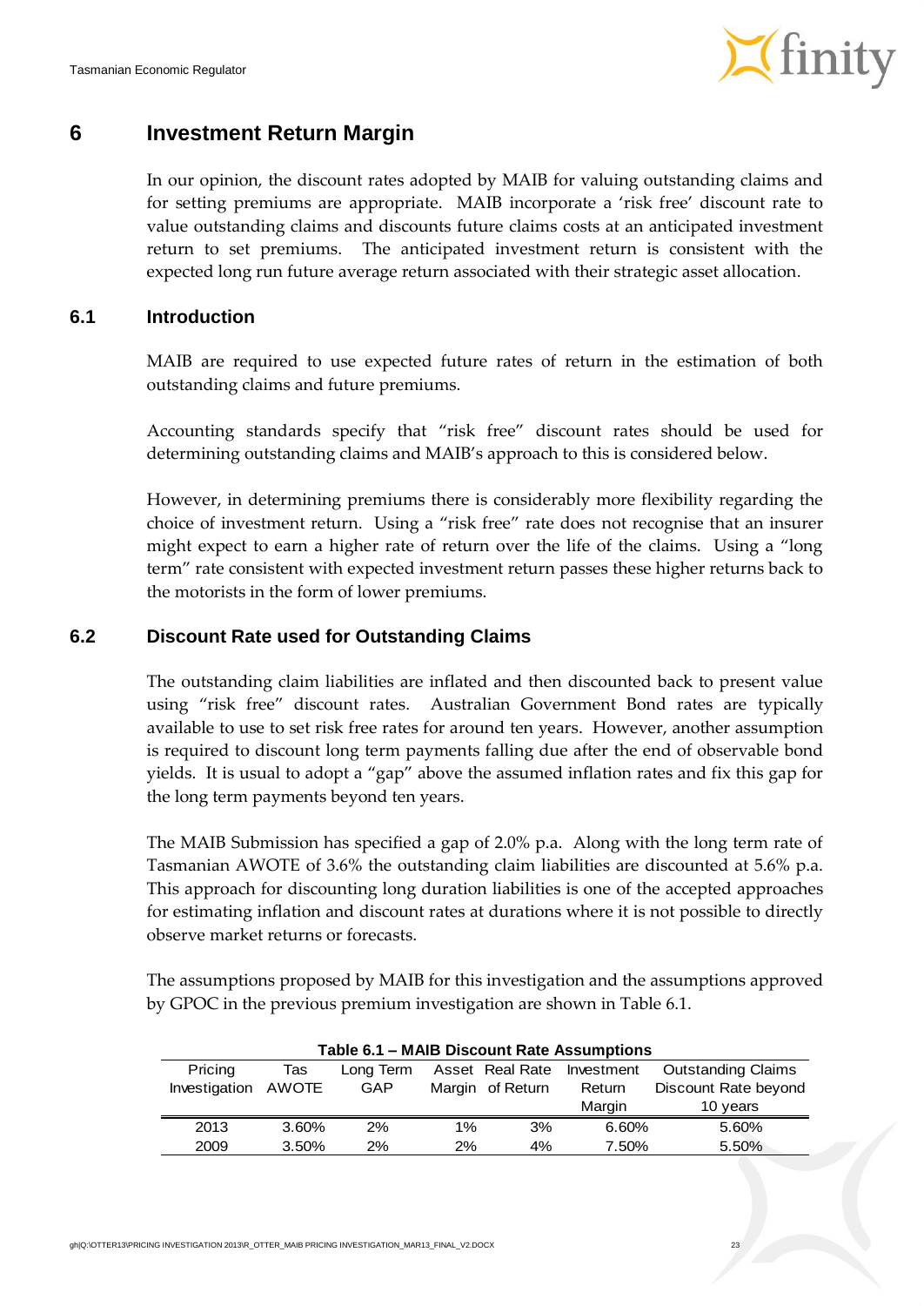# 6 Investment Return Margin

In our opinion, the discount rates adopted by MAIB for valuing outstanding claims and for setting premiums are appropriate. MAIB incorporate a 'risk free' discount rate to value outstanding claims and discounts future claims costs at an anticipated investment return to set premiums. The anticipated investment return is consistent with the expected long run future average return associated with their strategic asset allocation.

## 6.1 Introduction

MAIB are required to use expected future rates of return in the estimation of both outstanding claims and future premiums.

Accounting standards specify that "risk free" discount rates should be used for determining outstanding claims and MAIB's approach to this is considered below.

However, in determining premiums there is considerably more flexibility regarding the choice of investment return. Using a "risk free" rate does not recognise that an insurer might expect to earn a higher rate of return over the life of the claims. Using a "long term" rate consistent with expected investment return passes these higher returns back to the motorists in the form of lower premiums.

## 6.2 Discount Rate used for Outstanding Claims

The outstanding claim liabilities are inflated and then discounted back to present value using "risk free" discount rates. Australian Government Bond rates are typically available to use to set risk free rates for around ten years. However, another assumption is required to discount long term payments falling due after the end of observable bond yields. It is usual to adopt a "gap" above the assumed inflation rates and fix this gap for the long term payments beyond ten years.

The MAIB Submission has specified a gap of 2.0% p.a. Along with the long term rate of Tasmanian AWOTE of 3.6% the outstanding claim liabilities are discounted at 5.6% p.a. This approach for discounting long duration liabilities is one of the accepted approaches for estimating inflation and discount rates at durations where it is not possible to directly observe market returns or forecasts.

The assumptions proposed by MAIB for this investigation and the assumptions approved by GPOC in the previous premium investigation are shown in Table 6.1.

**Table 6.1 – MAIB Discount Rate Assumptions**

| Pricing Investigation | Tas AWOTE | Long Term GAP | Asset Margin | Real Rate of Return | Investment Return Margin | Outstanding Claims Discount Rate beyond 10 years |
|---|---|---|---|---|---|---|
| 2013 | 3.60% | 2% | 1% | 3% | 6.60% | 5.60% |
| 2009 | 3.50% | 2% | 2% | 4% | 7.50% | 5.50% |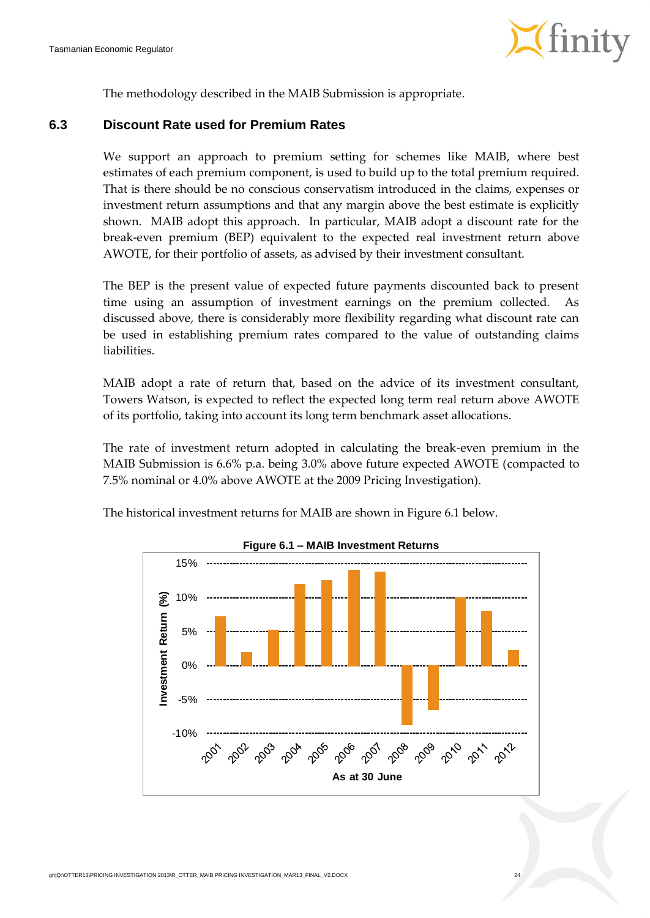The methodology described in the MAIB Submission is appropriate.

## 6.3 Discount Rate used for Premium Rates

We support an approach to premium setting for schemes like MAIB, where best estimates of each premium component, is used to build up to the total premium required. That is there should be no conscious conservatism introduced in the claims, expenses or investment return assumptions and that any margin above the best estimate is explicitly shown. MAIB adopt this approach. In particular, MAIB adopt a discount rate for the break-even premium (BEP) equivalent to the expected real investment return above AWOTE, for their portfolio of assets, as advised by their investment consultant.

The BEP is the present value of expected future payments discounted back to present time using an assumption of investment earnings on the premium collected. As discussed above, there is considerably more flexibility regarding what discount rate can be used in establishing premium rates compared to the value of outstanding claims liabilities.

MAIB adopt a rate of return that, based on the advice of its investment consultant, Towers Watson, is expected to reflect the expected long term real return above AWOTE of its portfolio, taking into account its long term benchmark asset allocations.

The rate of investment return adopted in calculating the break-even premium in the MAIB Submission is 6.6% p.a. being 3.0% above future expected AWOTE (compacted to 7.5% nominal or 4.0% above AWOTE at the 2009 Pricing Investigation).

The historical investment returns for MAIB are shown in Figure 6.1 below.

**Figure 6.1 – MAIB Investment Returns**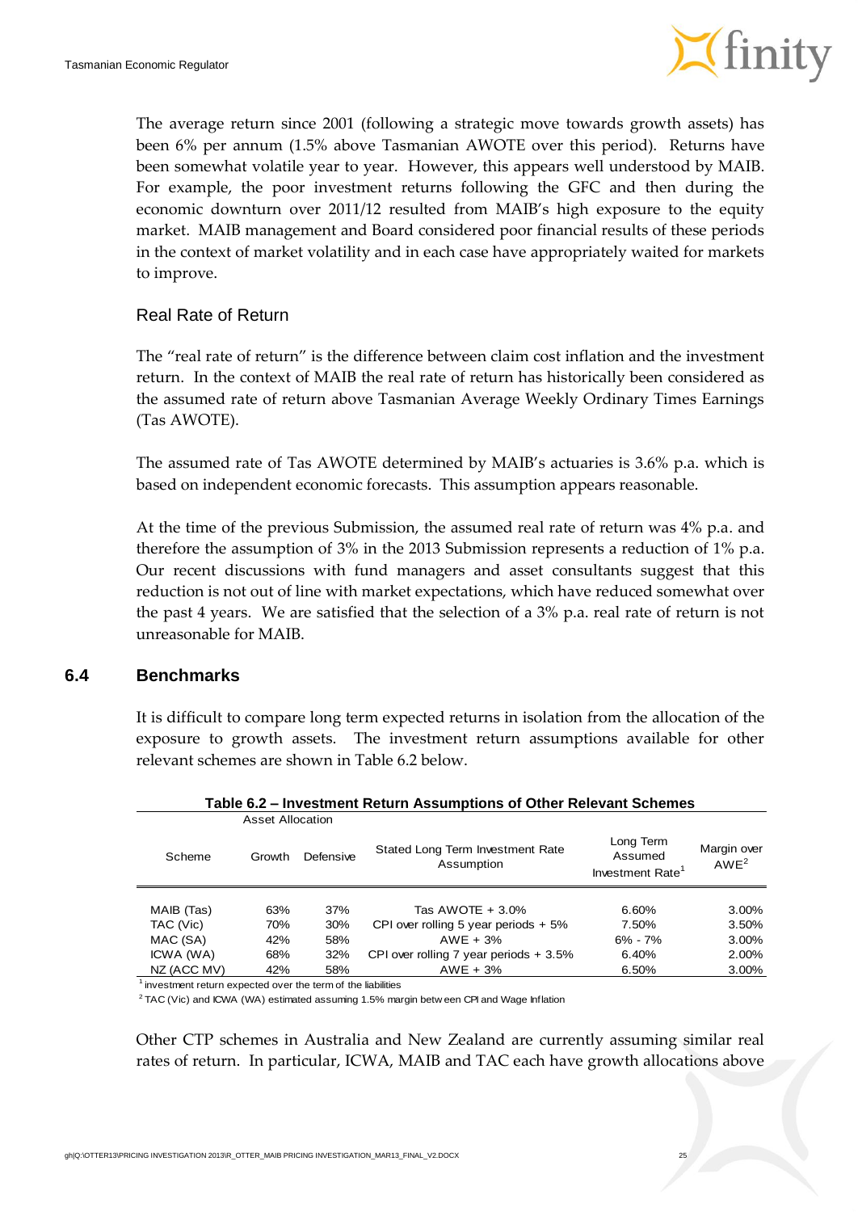The average return since 2001 (following a strategic move towards growth assets) has been 6% per annum (1.5% above Tasmanian AWOTE over this period). Returns have been somewhat volatile year to year. However, this appears well understood by MAIB. For example, the poor investment returns following the GFC and then during the economic downturn over 2011/12 resulted from MAIB's high exposure to the equity market. MAIB management and Board considered poor financial results of these periods in the context of market volatility and in each case have appropriately waited for markets to improve.

### Real Rate of Return

The "real rate of return" is the difference between claim cost inflation and the investment return. In the context of MAIB the real rate of return has historically been considered as the assumed rate of return above Tasmanian Average Weekly Ordinary Times Earnings (Tas AWOTE).

The assumed rate of Tas AWOTE determined by MAIB's actuaries is 3.6% p.a. which is based on independent economic forecasts. This assumption appears reasonable.

At the time of the previous Submission, the assumed real rate of return was 4% p.a. and therefore the assumption of 3% in the 2013 Submission represents a reduction of 1% p.a. Our recent discussions with fund managers and asset consultants suggest that this reduction is not out of line with market expectations, which have reduced somewhat over the past 4 years. We are satisfied that the selection of a 3% p.a. real rate of return is not unreasonable for MAIB.

## 6.4 Benchmarks

It is difficult to compare long term expected returns in isolation from the allocation of the exposure to growth assets. The investment return assumptions available for other relevant schemes are shown in Table 6.2 below.

**Table 6.2 – Investment Return Assumptions of Other Relevant Schemes**

| | Asset Allocation | | | | |
|---|---|---|---|---|---|
| Scheme | Growth | Defensive | Stated Long Term Investment Rate Assumption | Long Term Assumed Investment Rate[1] | Margin over AWE[2] |
| MAIB (Tas) | 63% | 37% | Tas AWOTE + 3.0% | 6.60% | 3.00% |
| TAC (Vic) | 70% | 30% | CPI over rolling 5 year periods + 5% | 7.50% | 3.50% |
| MAC (SA) | 42% | 58% | AWE + 3% | 6% - 7% | 3.00% |
| ICWA (WA) | 68% | 32% | CPI over rolling 7 year periods + 3.5% | 6.40% | 2.00% |
| NZ (ACC MV) | 42% | 58% | AWE + 3% | 6.50% | 3.00% |

[1] investment return expected over the term of the liabilities

[2] TAC (Vic) and ICWA (WA) estimated assuming 1.5% margin between CPI and Wage Inflation

Other CTP schemes in Australia and New Zealand are currently assuming similar real rates of return. In particular, ICWA, MAIB and TAC each have growth allocations above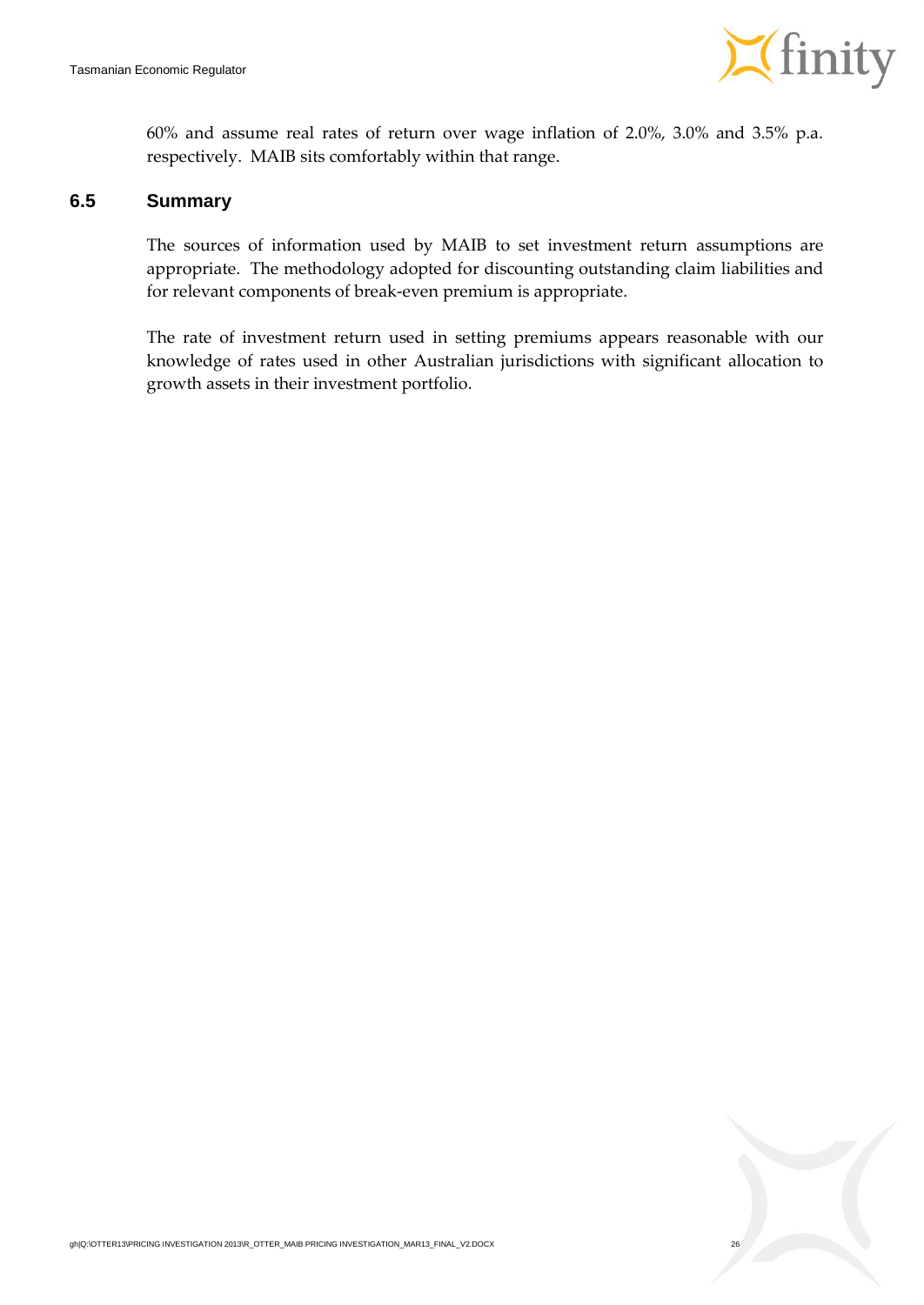60% and assume real rates of return over wage inflation of 2.0%, 3.0% and 3.5% p.a. respectively. MAIB sits comfortably within that range.

## 6.5 Summary

The sources of information used by MAIB to set investment return assumptions are appropriate. The methodology adopted for discounting outstanding claim liabilities and for relevant components of break-even premium is appropriate.

The rate of investment return used in setting premiums appears reasonable with our knowledge of rates used in other Australian jurisdictions with significant allocation to growth assets in their investment portfolio.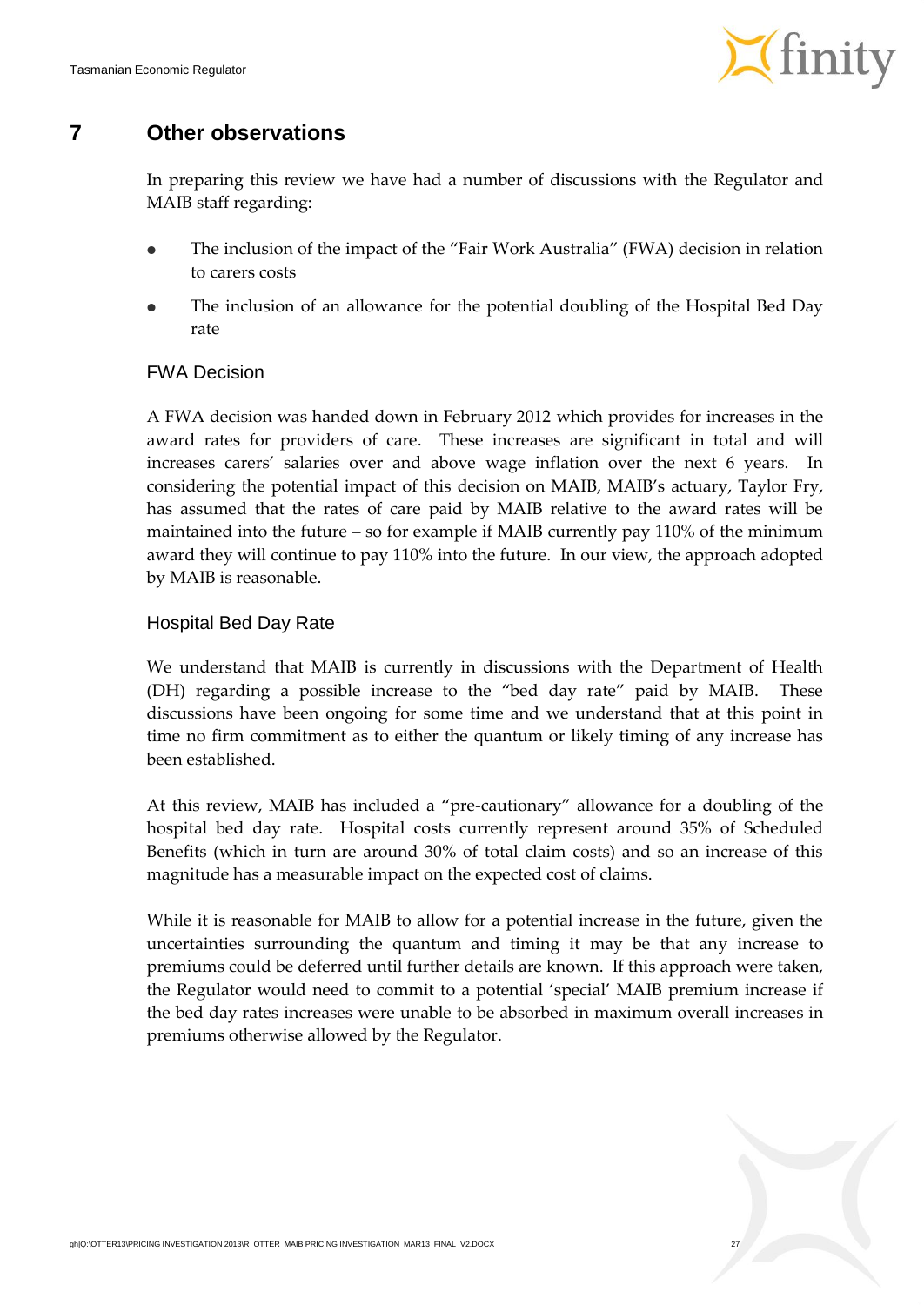# 7 Other observations

In preparing this review we have had a number of discussions with the Regulator and MAIB staff regarding:

- The inclusion of the impact of the "Fair Work Australia" (FWA) decision in relation to carers costs
- The inclusion of an allowance for the potential doubling of the Hospital Bed Day rate

## FWA Decision

A FWA decision was handed down in February 2012 which provides for increases in the award rates for providers of care. These increases are significant in total and will increases carers' salaries over and above wage inflation over the next 6 years. In considering the potential impact of this decision on MAIB, MAIB's actuary, Taylor Fry, has assumed that the rates of care paid by MAIB relative to the award rates will be maintained into the future – so for example if MAIB currently pay 110% of the minimum award they will continue to pay 110% into the future. In our view, the approach adopted by MAIB is reasonable.

## Hospital Bed Day Rate

We understand that MAIB is currently in discussions with the Department of Health (DH) regarding a possible increase to the "bed day rate" paid by MAIB. These discussions have been ongoing for some time and we understand that at this point in time no firm commitment as to either the quantum or likely timing of any increase has been established.

At this review, MAIB has included a "pre-cautionary" allowance for a doubling of the hospital bed day rate. Hospital costs currently represent around 35% of Scheduled Benefits (which in turn are around 30% of total claim costs) and so an increase of this magnitude has a measurable impact on the expected cost of claims.

While it is reasonable for MAIB to allow for a potential increase in the future, given the uncertainties surrounding the quantum and timing it may be that any increase to premiums could be deferred until further details are known. If this approach were taken, the Regulator would need to commit to a potential 'special' MAIB premium increase if the bed day rates increases were unable to be absorbed in maximum overall increases in premiums otherwise allowed by the Regulator.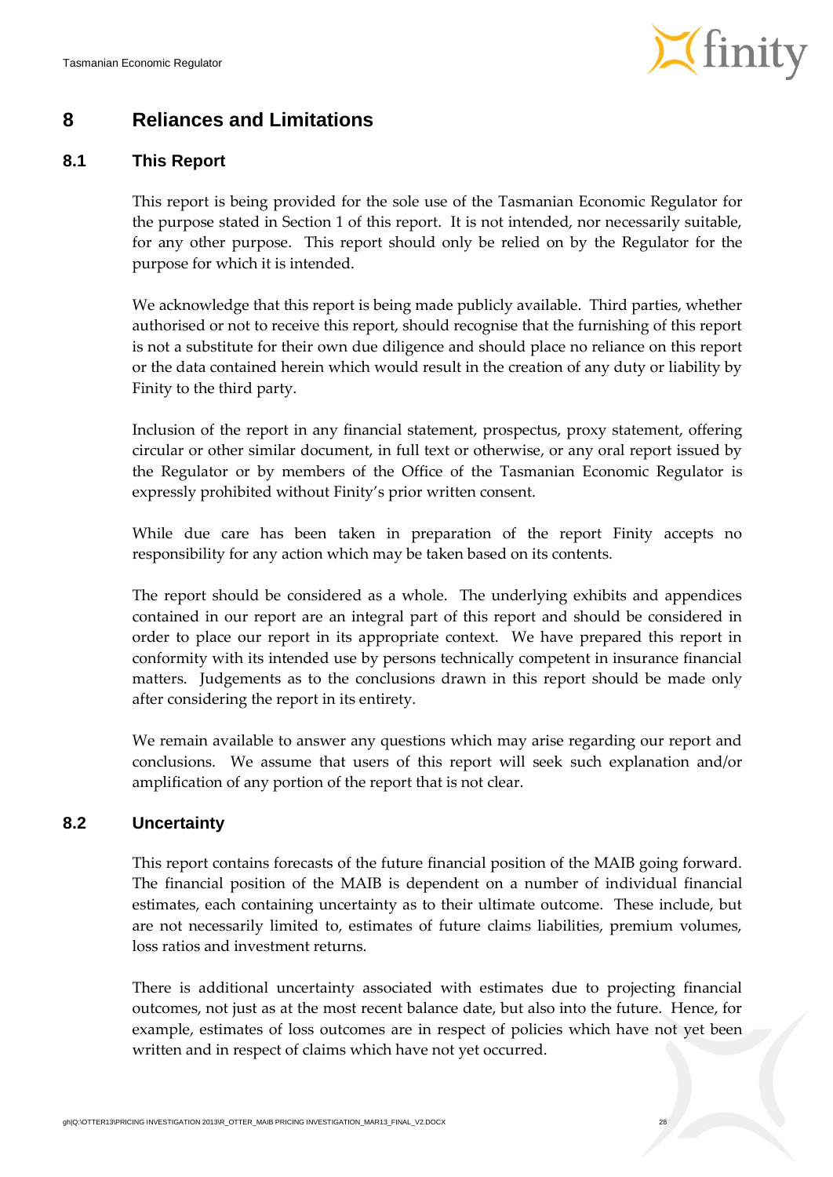# 8 Reliances and Limitations

## 8.1 This Report

This report is being provided for the sole use of the Tasmanian Economic Regulator for the purpose stated in Section 1 of this report. It is not intended, nor necessarily suitable, for any other purpose. This report should only be relied on by the Regulator for the purpose for which it is intended.

We acknowledge that this report is being made publicly available. Third parties, whether authorised or not to receive this report, should recognise that the furnishing of this report is not a substitute for their own due diligence and should place no reliance on this report or the data contained herein which would result in the creation of any duty or liability by Finity to the third party.

Inclusion of the report in any financial statement, prospectus, proxy statement, offering circular or other similar document, in full text or otherwise, or any oral report issued by the Regulator or by members of the Office of the Tasmanian Economic Regulator is expressly prohibited without Finity's prior written consent.

While due care has been taken in preparation of the report Finity accepts no responsibility for any action which may be taken based on its contents.

The report should be considered as a whole. The underlying exhibits and appendices contained in our report are an integral part of this report and should be considered in order to place our report in its appropriate context. We have prepared this report in conformity with its intended use by persons technically competent in insurance financial matters. Judgements as to the conclusions drawn in this report should be made only after considering the report in its entirety.

We remain available to answer any questions which may arise regarding our report and conclusions. We assume that users of this report will seek such explanation and/or amplification of any portion of the report that is not clear.

## 8.2 Uncertainty

This report contains forecasts of the future financial position of the MAIB going forward. The financial position of the MAIB is dependent on a number of individual financial estimates, each containing uncertainty as to their ultimate outcome. These include, but are not necessarily limited to, estimates of future claims liabilities, premium volumes, loss ratios and investment returns.

There is additional uncertainty associated with estimates due to projecting financial outcomes, not just as at the most recent balance date, but also into the future. Hence, for example, estimates of loss outcomes are in respect of policies which have not yet been written and in respect of claims which have not yet occurred.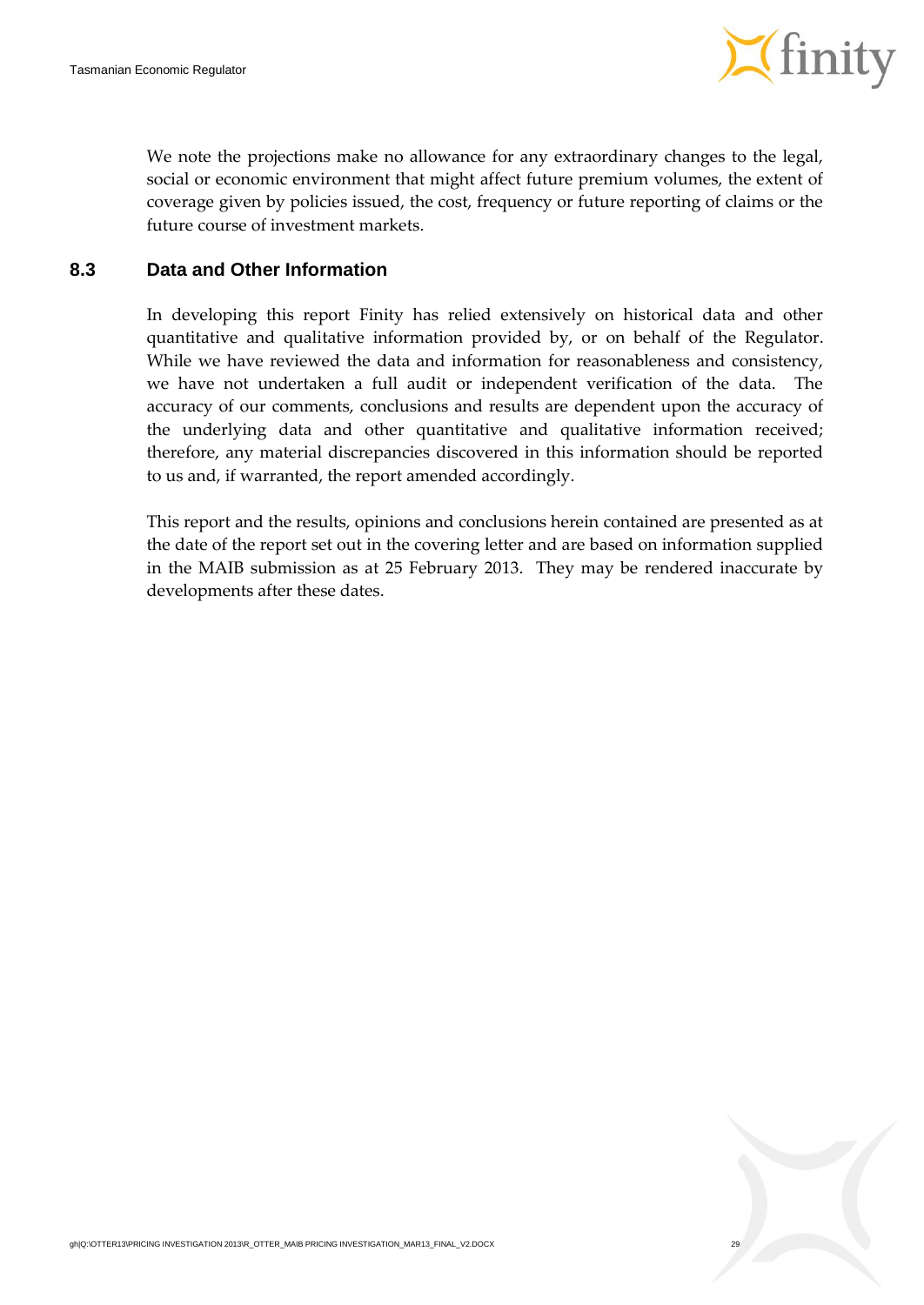We note the projections make no allowance for any extraordinary changes to the legal, social or economic environment that might affect future premium volumes, the extent of coverage given by policies issued, the cost, frequency or future reporting of claims or the future course of investment markets.

### 8.3 Data and Other Information

In developing this report Finity has relied extensively on historical data and other quantitative and qualitative information provided by, or on behalf of the Regulator. While we have reviewed the data and information for reasonableness and consistency, we have not undertaken a full audit or independent verification of the data. The accuracy of our comments, conclusions and results are dependent upon the accuracy of the underlying data and other quantitative and qualitative information received; therefore, any material discrepancies discovered in this information should be reported to us and, if warranted, the report amended accordingly.

This report and the results, opinions and conclusions herein contained are presented as at the date of the report set out in the covering letter and are based on information supplied in the MAIB submission as at 25 February 2013. They may be rendered inaccurate by developments after these dates.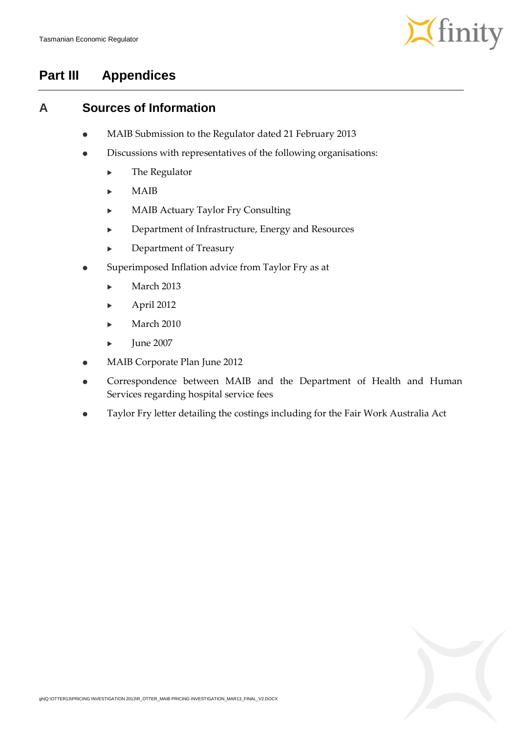# Part III Appendices

## A Sources of Information

- MAIB Submission to the Regulator dated 21 February 2013
- Discussions with representatives of the following organisations:
  - The Regulator
  - MAIB
  - MAIB Actuary Taylor Fry Consulting
  - Department of Infrastructure, Energy and Resources
  - Department of Treasury
- Superimposed Inflation advice from Taylor Fry as at
  - March 2013
  - April 2012
  - March 2010
  - June 2007
- MAIB Corporate Plan June 2012
- Correspondence between MAIB and the Department of Health and Human Services regarding hospital service fees
- Taylor Fry letter detailing the costings including for the Fair Work Australia Act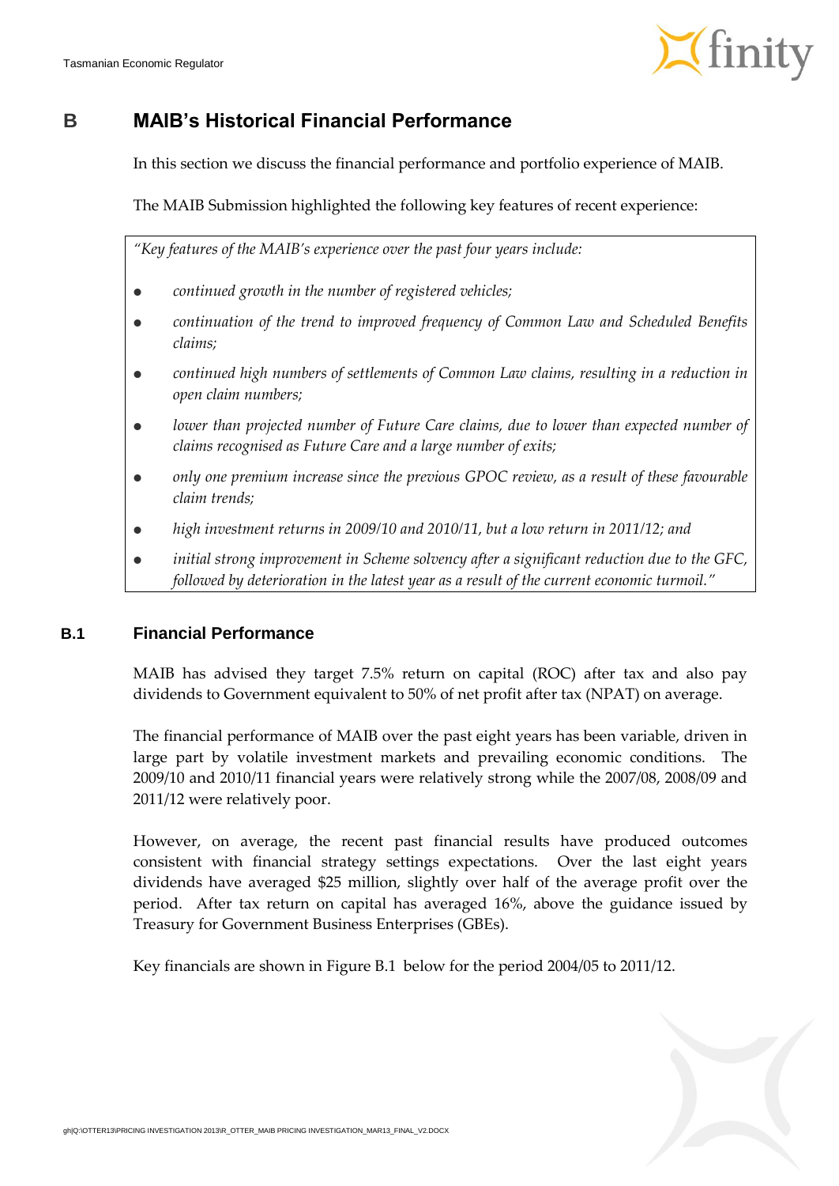# B MAIB's Historical Financial Performance

In this section we discuss the financial performance and portfolio experience of MAIB.

The MAIB Submission highlighted the following key features of recent experience:

> *"Key features of the MAIB's experience over the past four years include:*
>
> - *continued growth in the number of registered vehicles;*
> - *continuation of the trend to improved frequency of Common Law and Scheduled Benefits claims;*
> - *continued high numbers of settlements of Common Law claims, resulting in a reduction in open claim numbers;*
> - *lower than projected number of Future Care claims, due to lower than expected number of claims recognised as Future Care and a large number of exits;*
> - *only one premium increase since the previous GPOC review, as a result of these favourable claim trends;*
> - *high investment returns in 2009/10 and 2010/11, but a low return in 2011/12; and*
> - *initial strong improvement in Scheme solvency after a significant reduction due to the GFC, followed by deterioration in the latest year as a result of the current economic turmoil."*

## B.1 Financial Performance

MAIB has advised they target 7.5% return on capital (ROC) after tax and also pay dividends to Government equivalent to 50% of net profit after tax (NPAT) on average.

The financial performance of MAIB over the past eight years has been variable, driven in large part by volatile investment markets and prevailing economic conditions. The 2009/10 and 2010/11 financial years were relatively strong while the 2007/08, 2008/09 and 2011/12 were relatively poor.

However, on average, the recent past financial results have produced outcomes consistent with financial strategy settings expectations. Over the last eight years dividends have averaged $25 million, slightly over half of the average profit over the period. After tax return on capital has averaged 16%, above the guidance issued by Treasury for Government Business Enterprises (GBEs).

Key financials are shown in Figure B.1 below for the period 2004/05 to 2011/12.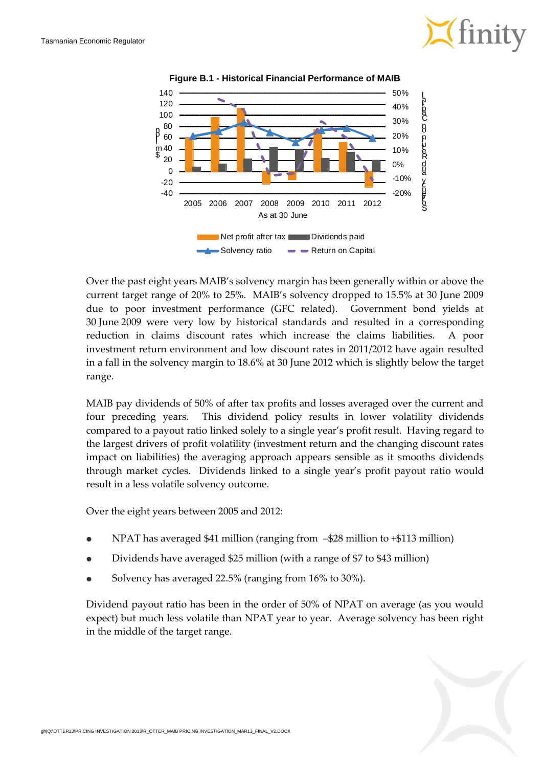**Figure B.1 - Historical Financial Performance of MAIB**

Over the past eight years MAIB's solvency margin has been generally within or above the current target range of 20% to 25%. MAIB's solvency dropped to 15.5% at 30 June 2009 due to poor investment performance (GFC related). Government bond yields at 30 June 2009 were very low by historical standards and resulted in a corresponding reduction in claims discount rates which increase the claims liabilities. A poor investment return environment and low discount rates in 2011/2012 have again resulted in a fall in the solvency margin to 18.6% at 30 June 2012 which is slightly below the target range.

MAIB pay dividends of 50% of after tax profits and losses averaged over the current and four preceding years. This dividend policy results in lower volatility dividends compared to a payout ratio linked solely to a single year's profit result. Having regard to the largest drivers of profit volatility (investment return and the changing discount rates impact on liabilities) the averaging approach appears sensible as it smooths dividends through market cycles. Dividends linked to a single year's profit payout ratio would result in a less volatile solvency outcome.

Over the eight years between 2005 and 2012:

- NPAT has averaged $41 million (ranging from –$28 million to +$113 million)
- Dividends have averaged $25 million (with a range of $7 to $43 million)
- Solvency has averaged 22.5% (ranging from 16% to 30%).

Dividend payout ratio has been in the order of 50% of NPAT on average (as you would expect) but much less volatile than NPAT year to year. Average solvency has been right in the middle of the target range.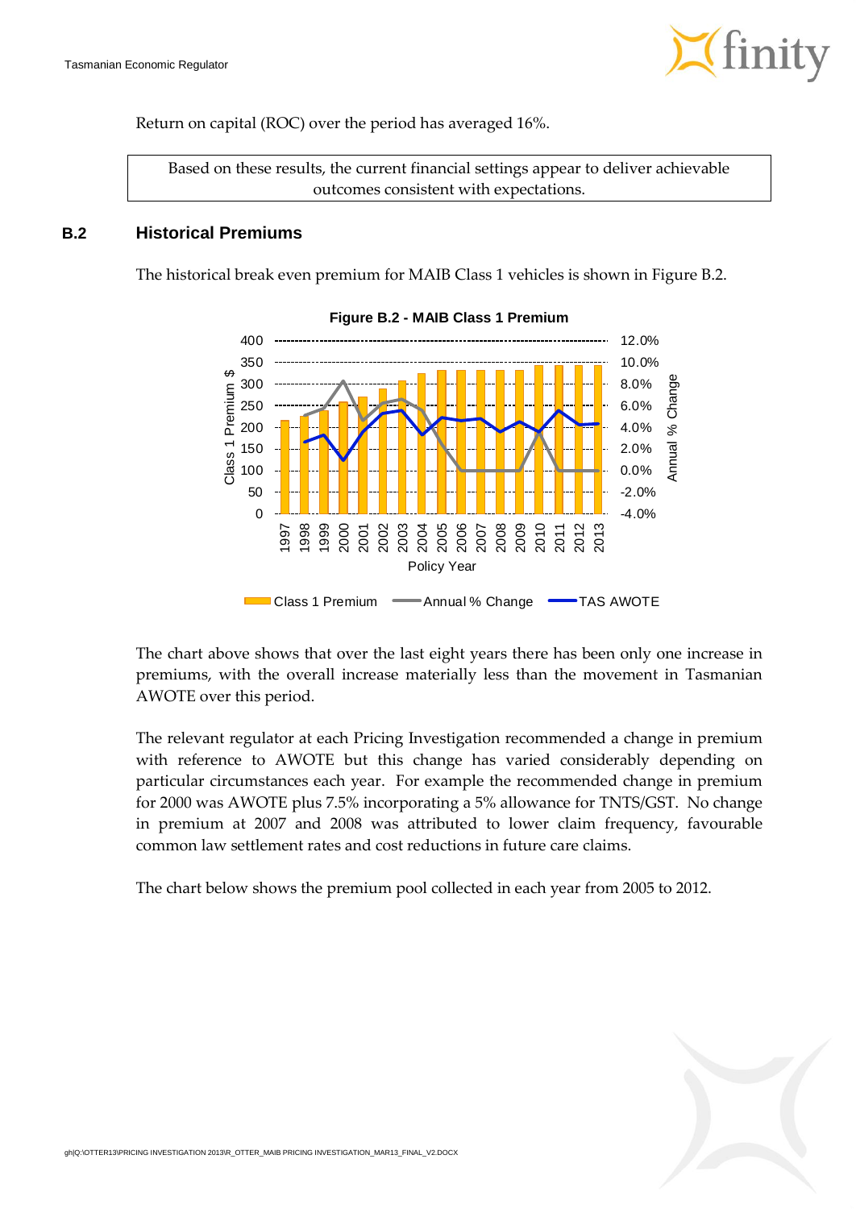Return on capital (ROC) over the period has averaged 16%.

| Based on these results, the current financial settings appear to deliver achievable outcomes consistent with expectations. |
|---|

## B.2 Historical Premiums

The historical break even premium for MAIB Class 1 vehicles is shown in Figure B.2.

**Figure B.2 - MAIB Class 1 Premium**

The chart above shows that over the last eight years there has been only one increase in premiums, with the overall increase materially less than the movement in Tasmanian AWOTE over this period.

The relevant regulator at each Pricing Investigation recommended a change in premium with reference to AWOTE but this change has varied considerably depending on particular circumstances each year. For example the recommended change in premium for 2000 was AWOTE plus 7.5% incorporating a 5% allowance for TNTS/GST. No change in premium at 2007 and 2008 was attributed to lower claim frequency, favourable common law settlement rates and cost reductions in future care claims.

The chart below shows the premium pool collected in each year from 2005 to 2012.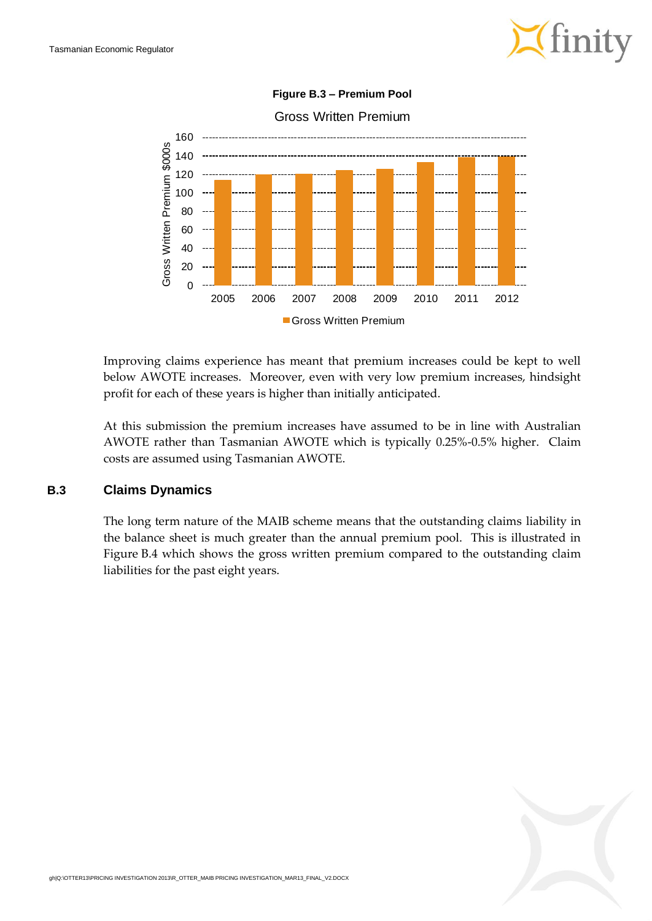**Figure B.3 – Premium Pool**

Improving claims experience has meant that premium increases could be kept to well below AWOTE increases. Moreover, even with very low premium increases, hindsight profit for each of these years is higher than initially anticipated.

At this submission the premium increases have assumed to be in line with Australian AWOTE rather than Tasmanian AWOTE which is typically 0.25%-0.5% higher. Claim costs are assumed using Tasmanian AWOTE.

## B.3 Claims Dynamics

The long term nature of the MAIB scheme means that the outstanding claims liability in the balance sheet is much greater than the annual premium pool. This is illustrated in Figure B.4 which shows the gross written premium compared to the outstanding claim liabilities for the past eight years.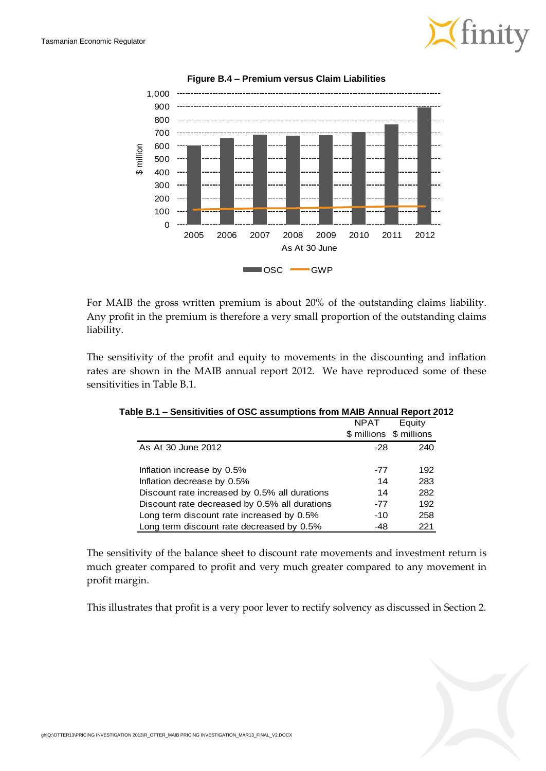**Figure B.4 – Premium versus Claim Liabilities**

For MAIB the gross written premium is about 20% of the outstanding claims liability. Any profit in the premium is therefore a very small proportion of the outstanding claims liability.

The sensitivity of the profit and equity to movements in the discounting and inflation rates are shown in the MAIB annual report 2012. We have reproduced some of these sensitivities in Table B.1.

**Table B.1 – Sensitivities of OSC assumptions from MAIB Annual Report 2012**

| | NPAT $ millions | Equity $ millions |
|---|---|---|
| As At 30 June 2012 | -28 | 240 |
| | | |
| Inflation increase by 0.5% | -77 | 192 |
| Inflation decrease by 0.5% | 14 | 283 |
| Discount rate increased by 0.5% all durations | 14 | 282 |
| Discount rate decreased by 0.5% all durations | -77 | 192 |
| Long term discount rate increased by 0.5% | -10 | 258 |
| Long term discount rate decreased by 0.5% | -48 | 221 |

The sensitivity of the balance sheet to discount rate movements and investment return is much greater compared to profit and very much greater compared to any movement in profit margin.

This illustrates that profit is a very poor lever to rectify solvency as discussed in Section 2.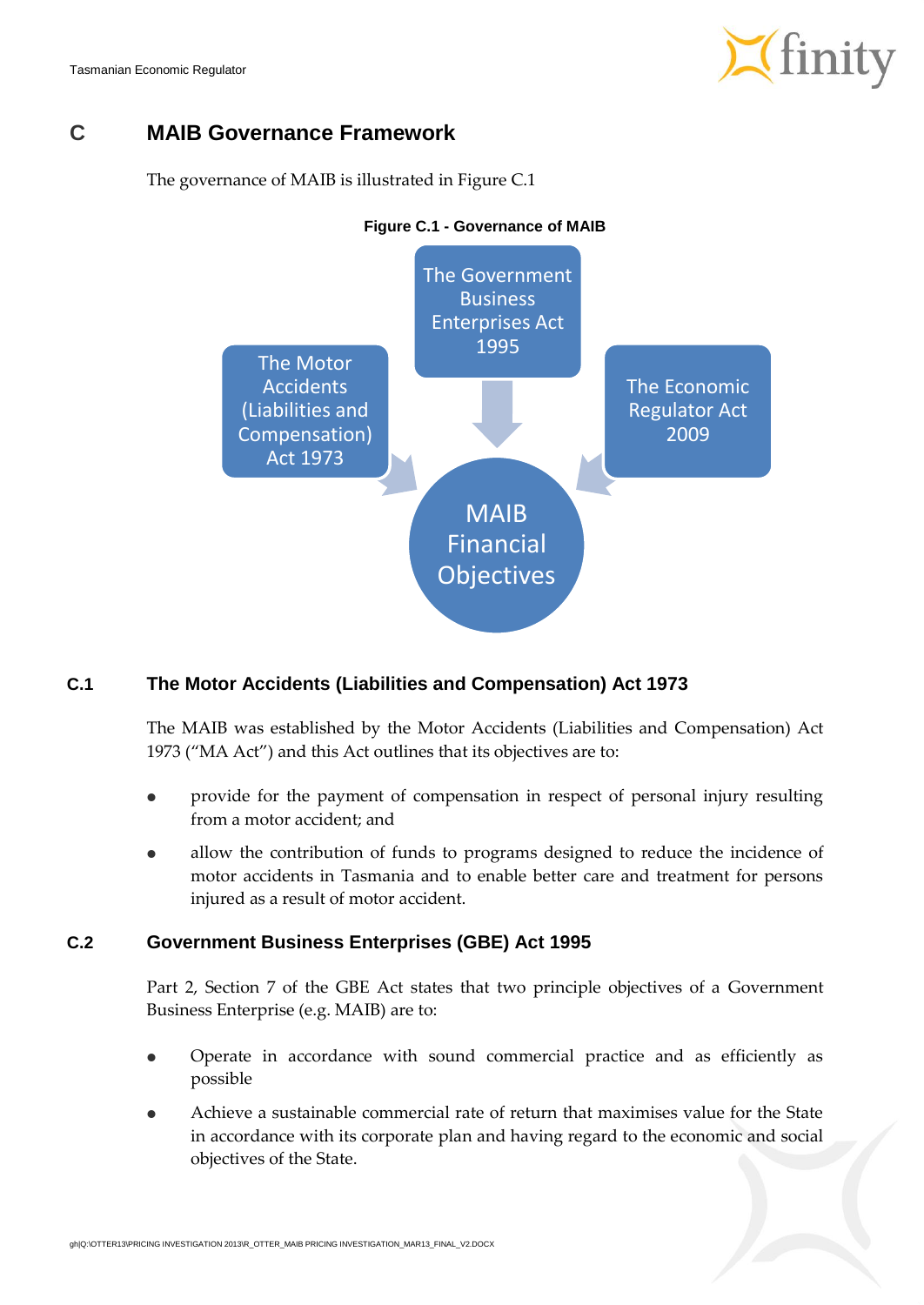# C MAIB Governance Framework

The governance of MAIB is illustrated in Figure C.1

**Figure C.1 - Governance of MAIB**

The Government Business Enterprises Act 1995

The Motor Accidents (Liabilities and Compensation) Act 1973

The Economic Regulator Act 2009

MAIB Financial Objectives

## C.1 The Motor Accidents (Liabilities and Compensation) Act 1973

The MAIB was established by the Motor Accidents (Liabilities and Compensation) Act 1973 ("MA Act") and this Act outlines that its objectives are to:

- provide for the payment of compensation in respect of personal injury resulting from a motor accident; and
- allow the contribution of funds to programs designed to reduce the incidence of motor accidents in Tasmania and to enable better care and treatment for persons injured as a result of motor accident.

## C.2 Government Business Enterprises (GBE) Act 1995

Part 2, Section 7 of the GBE Act states that two principle objectives of a Government Business Enterprise (e.g. MAIB) are to:

- Operate in accordance with sound commercial practice and as efficiently as possible
- Achieve a sustainable commercial rate of return that maximises value for the State in accordance with its corporate plan and having regard to the economic and social objectives of the State.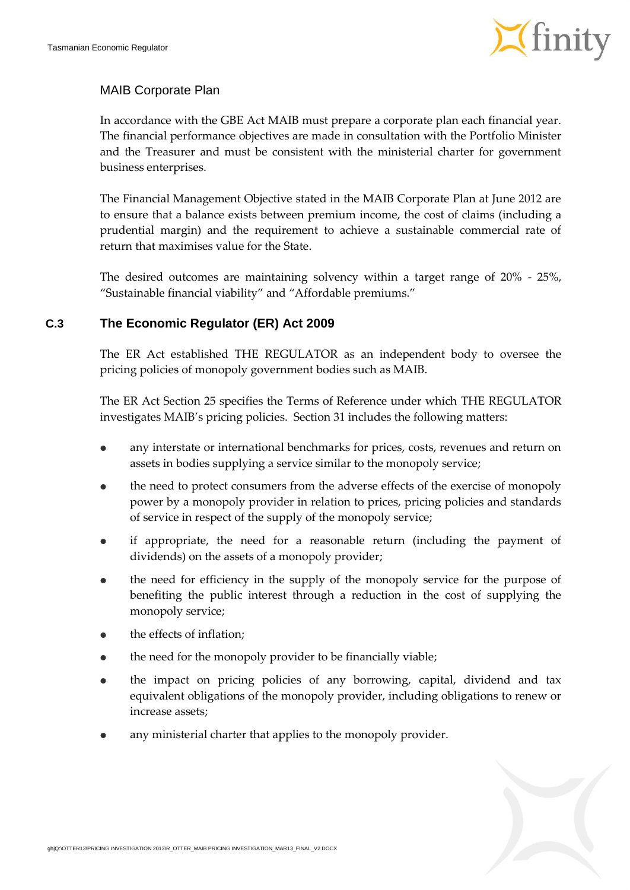### MAIB Corporate Plan

In accordance with the GBE Act MAIB must prepare a corporate plan each financial year. The financial performance objectives are made in consultation with the Portfolio Minister and the Treasurer and must be consistent with the ministerial charter for government business enterprises.

The Financial Management Objective stated in the MAIB Corporate Plan at June 2012 are to ensure that a balance exists between premium income, the cost of claims (including a prudential margin) and the requirement to achieve a sustainable commercial rate of return that maximises value for the State.

The desired outcomes are maintaining solvency within a target range of 20% - 25%, "Sustainable financial viability" and "Affordable premiums."

## C.3 The Economic Regulator (ER) Act 2009

The ER Act established THE REGULATOR as an independent body to oversee the pricing policies of monopoly government bodies such as MAIB.

The ER Act Section 25 specifies the Terms of Reference under which THE REGULATOR investigates MAIB's pricing policies. Section 31 includes the following matters:

- any interstate or international benchmarks for prices, costs, revenues and return on assets in bodies supplying a service similar to the monopoly service;
- the need to protect consumers from the adverse effects of the exercise of monopoly power by a monopoly provider in relation to prices, pricing policies and standards of service in respect of the supply of the monopoly service;
- if appropriate, the need for a reasonable return (including the payment of dividends) on the assets of a monopoly provider;
- the need for efficiency in the supply of the monopoly service for the purpose of benefiting the public interest through a reduction in the cost of supplying the monopoly service;
- the effects of inflation;
- the need for the monopoly provider to be financially viable;
- the impact on pricing policies of any borrowing, capital, dividend and tax equivalent obligations of the monopoly provider, including obligations to renew or increase assets;
- any ministerial charter that applies to the monopoly provider.